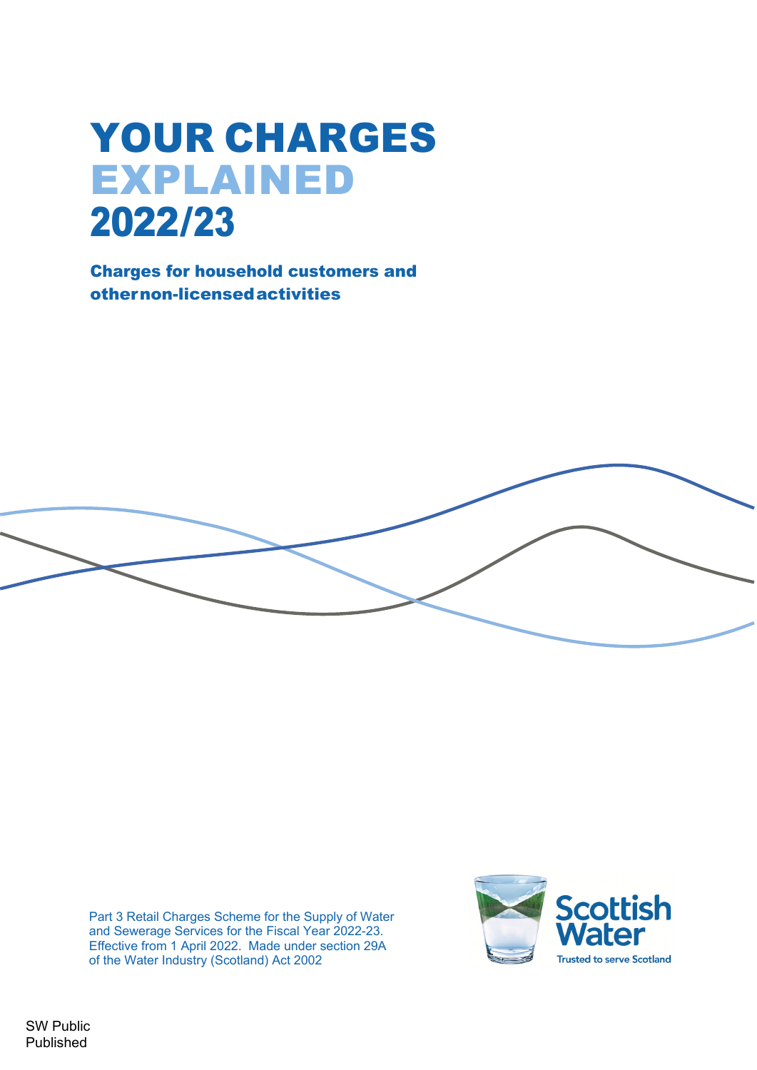# YOUR CHARGES EXPLAINED 2022/23

**Charges for household customers and other non-licensed activities**

Part 3 Retail Charges Scheme for the Supply of Water and Sewerage Services for the Fiscal Year 2022-23. Effective from 1 April 2022. Made under section 29A of the Water Industry (Scotland) Act 2002

Scottish Water
Trusted to serve Scotland

SW Public
Published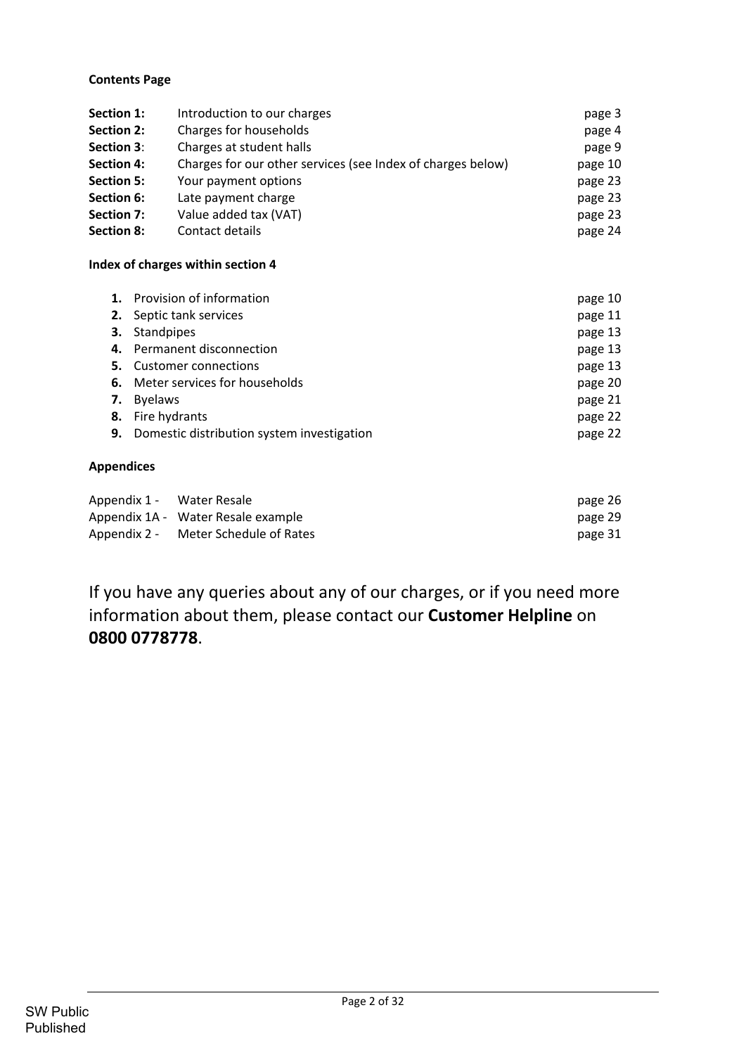**Contents Page**

| | | |
|---|---|---|
| **Section 1:** | Introduction to our charges | page 3 |
| **Section 2:** | Charges for households | page 4 |
| **Section 3**: | Charges at student halls | page 9 |
| **Section 4:** | Charges for our other services (see Index of charges below) | page 10 |
| **Section 5:** | Your payment options | page 23 |
| **Section 6:** | Late payment charge | page 23 |
| **Section 7:** | Value added tax (VAT) | page 23 |
| **Section 8:** | Contact details | page 24 |

**Index of charges within section 4**

| | | |
|---|---|---|
| **1.** | Provision of information | page 10 |
| **2.** | Septic tank services | page 11 |
| **3.** | Standpipes | page 13 |
| **4.** | Permanent disconnection | page 13 |
| **5.** | Customer connections | page 13 |
| **6.** | Meter services for households | page 20 |
| **7.** | Byelaws | page 21 |
| **8.** | Fire hydrants | page 22 |
| **9.** | Domestic distribution system investigation | page 22 |

**Appendices**

| | | |
|---|---|---|
| Appendix 1 - | Water Resale | page 26 |
| Appendix 1A - | Water Resale example | page 29 |
| Appendix 2 - | Meter Schedule of Rates | page 31 |

If you have any queries about any of our charges, or if you need more information about them, please contact our **Customer Helpline** on **0800 0778778**.

SW Public
Published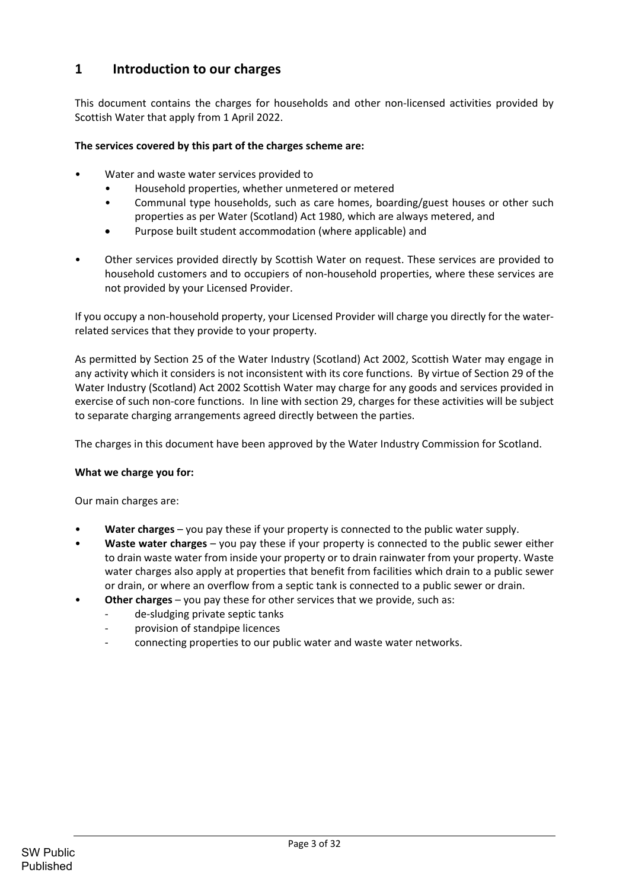# 1 Introduction to our charges

This document contains the charges for households and other non-licensed activities provided by Scottish Water that apply from 1 April 2022.

**The services covered by this part of the charges scheme are:**

- Water and waste water services provided to
  - Household properties, whether unmetered or metered
  - Communal type households, such as care homes, boarding/guest houses or other such properties as per Water (Scotland) Act 1980, which are always metered, and
  - Purpose built student accommodation (where applicable) and
- Other services provided directly by Scottish Water on request. These services are provided to household customers and to occupiers of non-household properties, where these services are not provided by your Licensed Provider.

If you occupy a non-household property, your Licensed Provider will charge you directly for the water-related services that they provide to your property.

As permitted by Section 25 of the Water Industry (Scotland) Act 2002, Scottish Water may engage in any activity which it considers is not inconsistent with its core functions. By virtue of Section 29 of the Water Industry (Scotland) Act 2002 Scottish Water may charge for any goods and services provided in exercise of such non-core functions. In line with section 29, charges for these activities will be subject to separate charging arrangements agreed directly between the parties.

The charges in this document have been approved by the Water Industry Commission for Scotland.

**What we charge you for:**

Our main charges are:

- **Water charges** – you pay these if your property is connected to the public water supply.
- **Waste water charges** – you pay these if your property is connected to the public sewer either to drain waste water from inside your property or to drain rainwater from your property. Waste water charges also apply at properties that benefit from facilities which drain to a public sewer or drain, or where an overflow from a septic tank is connected to a public sewer or drain.
- **Other charges** – you pay these for other services that we provide, such as:
  - de-sludging private septic tanks
  - provision of standpipe licences
  - connecting properties to our public water and waste water networks.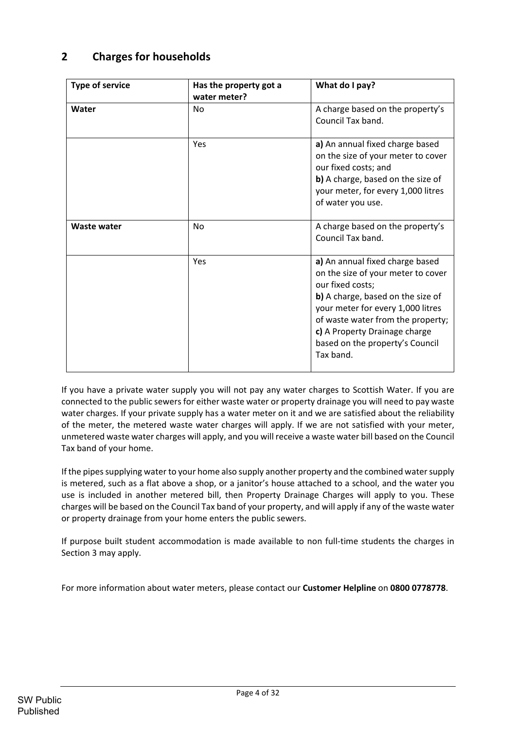## 2 Charges for households

| Type of service | Has the property got a water meter? | What do I pay? |
|---|---|---|
| **Water** | No | A charge based on the property's Council Tax band. |
| | Yes | **a)** An annual fixed charge based on the size of your meter to cover our fixed costs; and<br>**b)** A charge, based on the size of your meter, for every 1,000 litres of water you use. |
| **Waste water** | No | A charge based on the property's Council Tax band. |
| | Yes | **a)** An annual fixed charge based on the size of your meter to cover our fixed costs;<br>**b)** A charge, based on the size of your meter for every 1,000 litres of waste water from the property;<br>**c)** A Property Drainage charge based on the property's Council Tax band. |

If you have a private water supply you will not pay any water charges to Scottish Water. If you are connected to the public sewers for either waste water or property drainage you will need to pay waste water charges. If your private supply has a water meter on it and we are satisfied about the reliability of the meter, the metered waste water charges will apply. If we are not satisfied with your meter, unmetered waste water charges will apply, and you will receive a waste water bill based on the Council Tax band of your home.

If the pipes supplying water to your home also supply another property and the combined water supply is metered, such as a flat above a shop, or a janitor's house attached to a school, and the water you use is included in another metered bill, then Property Drainage Charges will apply to you. These charges will be based on the Council Tax band of your property, and will apply if any of the waste water or property drainage from your home enters the public sewers.

If purpose built student accommodation is made available to non full-time students the charges in Section 3 may apply.

For more information about water meters, please contact our **Customer Helpline** on **0800 0778778**.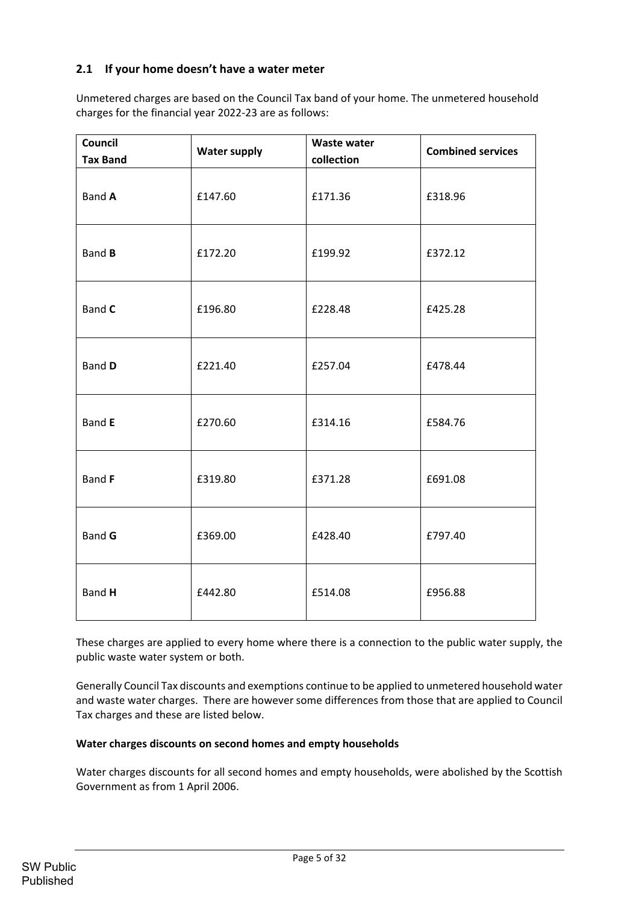## 2.1 If your home doesn't have a water meter

Unmetered charges are based on the Council Tax band of your home. The unmetered household charges for the financial year 2022-23 are as follows:

| Council Tax Band | Water supply | Waste water collection | Combined services |
|---|---|---|---|
| Band **A** | £147.60 | £171.36 | £318.96 |
| Band **B** | £172.20 | £199.92 | £372.12 |
| Band **C** | £196.80 | £228.48 | £425.28 |
| Band **D** | £221.40 | £257.04 | £478.44 |
| Band **E** | £270.60 | £314.16 | £584.76 |
| Band **F** | £319.80 | £371.28 | £691.08 |
| Band **G** | £369.00 | £428.40 | £797.40 |
| Band **H** | £442.80 | £514.08 | £956.88 |

These charges are applied to every home where there is a connection to the public water supply, the public waste water system or both.

Generally Council Tax discounts and exemptions continue to be applied to unmetered household water and waste water charges. There are however some differences from those that are applied to Council Tax charges and these are listed below.

**Water charges discounts on second homes and empty households**

Water charges discounts for all second homes and empty households, were abolished by the Scottish Government as from 1 April 2006.

SW Public
Published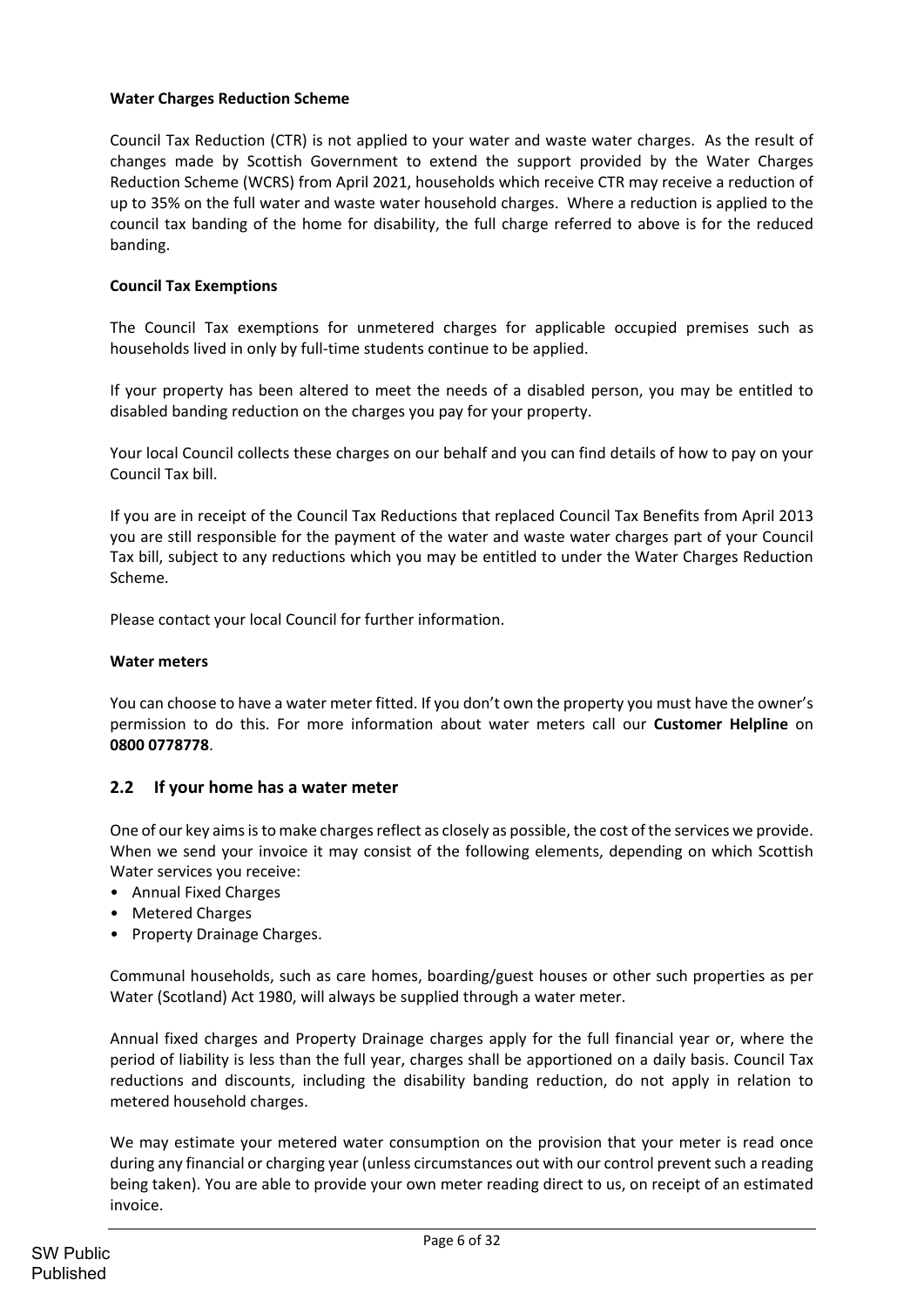**Water Charges Reduction Scheme**

Council Tax Reduction (CTR) is not applied to your water and waste water charges. As the result of changes made by Scottish Government to extend the support provided by the Water Charges Reduction Scheme (WCRS) from April 2021, households which receive CTR may receive a reduction of up to 35% on the full water and waste water household charges. Where a reduction is applied to the council tax banding of the home for disability, the full charge referred to above is for the reduced banding.

**Council Tax Exemptions**

The Council Tax exemptions for unmetered charges for applicable occupied premises such as households lived in only by full-time students continue to be applied.

If your property has been altered to meet the needs of a disabled person, you may be entitled to disabled banding reduction on the charges you pay for your property.

Your local Council collects these charges on our behalf and you can find details of how to pay on your Council Tax bill.

If you are in receipt of the Council Tax Reductions that replaced Council Tax Benefits from April 2013 you are still responsible for the payment of the water and waste water charges part of your Council Tax bill, subject to any reductions which you may be entitled to under the Water Charges Reduction Scheme.

Please contact your local Council for further information.

**Water meters**

You can choose to have a water meter fitted. If you don't own the property you must have the owner's permission to do this. For more information about water meters call our **Customer Helpline** on **0800 0778778**.

## 2.2 If your home has a water meter

One of our key aims is to make charges reflect as closely as possible, the cost of the services we provide. When we send your invoice it may consist of the following elements, depending on which Scottish Water services you receive:

- Annual Fixed Charges
- Metered Charges
- Property Drainage Charges.

Communal households, such as care homes, boarding/guest houses or other such properties as per Water (Scotland) Act 1980, will always be supplied through a water meter.

Annual fixed charges and Property Drainage charges apply for the full financial year or, where the period of liability is less than the full year, charges shall be apportioned on a daily basis. Council Tax reductions and discounts, including the disability banding reduction, do not apply in relation to metered household charges.

We may estimate your metered water consumption on the provision that your meter is read once during any financial or charging year (unless circumstances out with our control prevent such a reading being taken). You are able to provide your own meter reading direct to us, on receipt of an estimated invoice.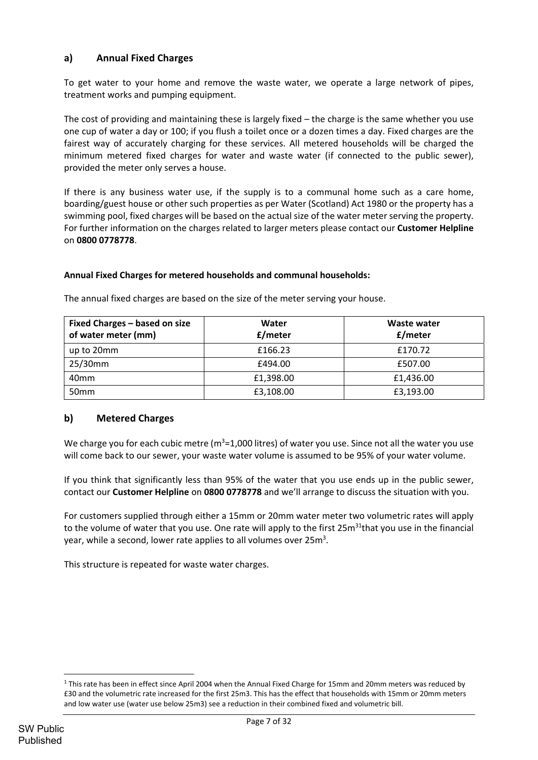## a) Annual Fixed Charges

To get water to your home and remove the waste water, we operate a large network of pipes, treatment works and pumping equipment.

The cost of providing and maintaining these is largely fixed – the charge is the same whether you use one cup of water a day or 100; if you flush a toilet once or a dozen times a day. Fixed charges are the fairest way of accurately charging for these services. All metered households will be charged the minimum metered fixed charges for water and waste water (if connected to the public sewer), provided the meter only serves a house.

If there is any business water use, if the supply is to a communal home such as a care home, boarding/guest house or other such properties as per Water (Scotland) Act 1980 or the property has a swimming pool, fixed charges will be based on the actual size of the water meter serving the property. For further information on the charges related to larger meters please contact our **Customer Helpline** on **0800 0778778**.

**Annual Fixed Charges for metered households and communal households:**

The annual fixed charges are based on the size of the meter serving your house.

| Fixed Charges – based on size of water meter (mm) | Water £/meter | Waste water £/meter |
|---|---|---|
| up to 20mm | £166.23 | £170.72 |
| 25/30mm | £494.00 | £507.00 |
| 40mm | £1,398.00 | £1,436.00 |
| 50mm | £3,108.00 | £3,193.00 |

## b) Metered Charges

We charge you for each cubic metre ($m^3$=1,000 litres) of water you use. Since not all the water you use will come back to our sewer, your waste water volume is assumed to be 95% of your water volume.

If you think that significantly less than 95% of the water that you use ends up in the public sewer, contact our **Customer Helpline** on **0800 0778778** and we'll arrange to discuss the situation with you.

For customers supplied through either a 15mm or 20mm water meter two volumetric rates will apply to the volume of water that you use. One rate will apply to the first 25$m^3$[1] that you use in the financial year, while a second, lower rate applies to all volumes over 25$m^3$.

This structure is repeated for waste water charges.

[1] This rate has been in effect since April 2004 when the Annual Fixed Charge for 15mm and 20mm meters was reduced by £30 and the volumetric rate increased for the first 25m3. This has the effect that households with 15mm or 20mm meters and low water use (water use below 25m3) see a reduction in their combined fixed and volumetric bill.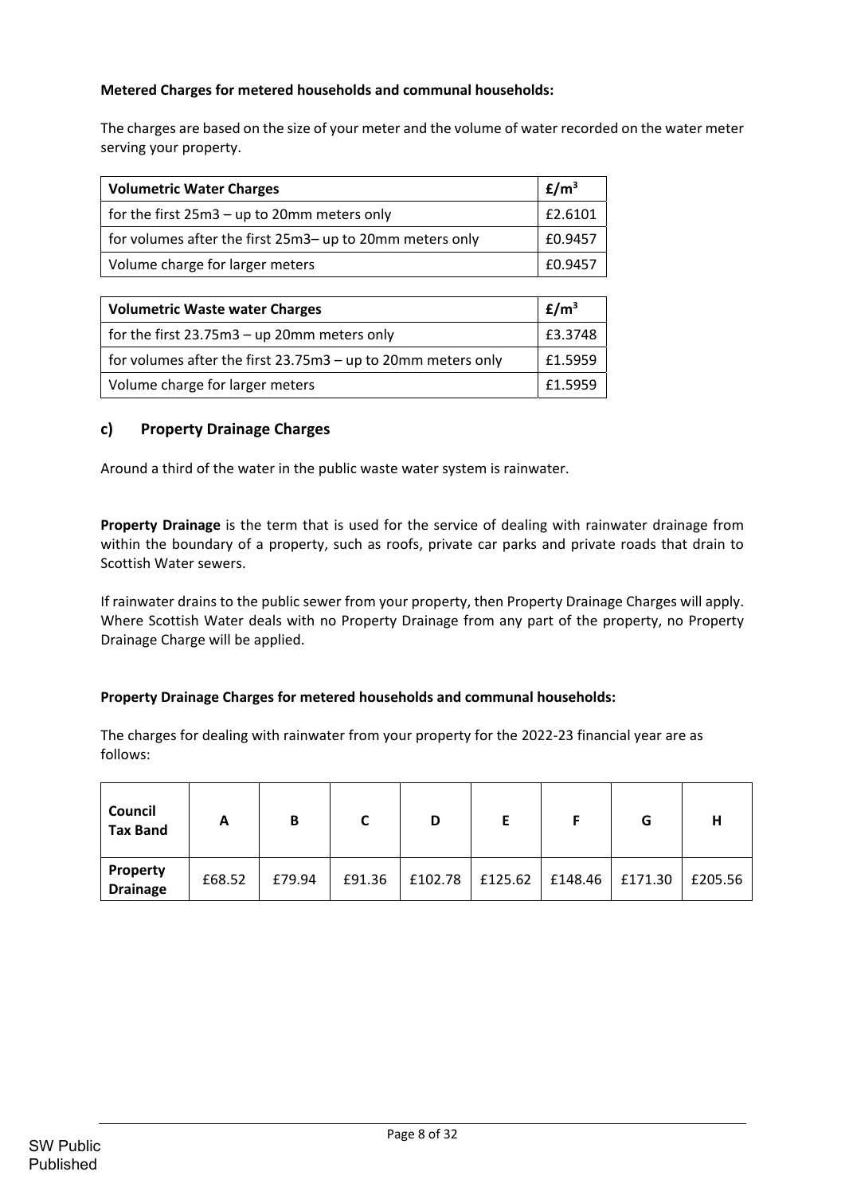**Metered Charges for metered households and communal households:**

The charges are based on the size of your meter and the volume of water recorded on the water meter serving your property.

| **Volumetric Water Charges** | **£/m$^3$** |
|---|---|
| for the first 25m3 – up to 20mm meters only | £2.6101 |
| for volumes after the first 25m3– up to 20mm meters only | £0.9457 |
| Volume charge for larger meters | £0.9457 |

| **Volumetric Waste water Charges** | **£/m$^3$** |
|---|---|
| for the first 23.75m3 – up 20mm meters only | £3.3748 |
| for volumes after the first 23.75m3 – up to 20mm meters only | £1.5959 |
| Volume charge for larger meters | £1.5959 |

## c) Property Drainage Charges

Around a third of the water in the public waste water system is rainwater.

**Property Drainage** is the term that is used for the service of dealing with rainwater drainage from within the boundary of a property, such as roofs, private car parks and private roads that drain to Scottish Water sewers.

If rainwater drains to the public sewer from your property, then Property Drainage Charges will apply. Where Scottish Water deals with no Property Drainage from any part of the property, no Property Drainage Charge will be applied.

**Property Drainage Charges for metered households and communal households:**

The charges for dealing with rainwater from your property for the 2022-23 financial year are as follows:

| **Council Tax Band** | **A** | **B** | **C** | **D** | **E** | **F** | **G** | **H** |
|---|---|---|---|---|---|---|---|---|
| **Property Drainage** | £68.52 | £79.94 | £91.36 | £102.78 | £125.62 | £148.46 | £171.30 | £205.56 |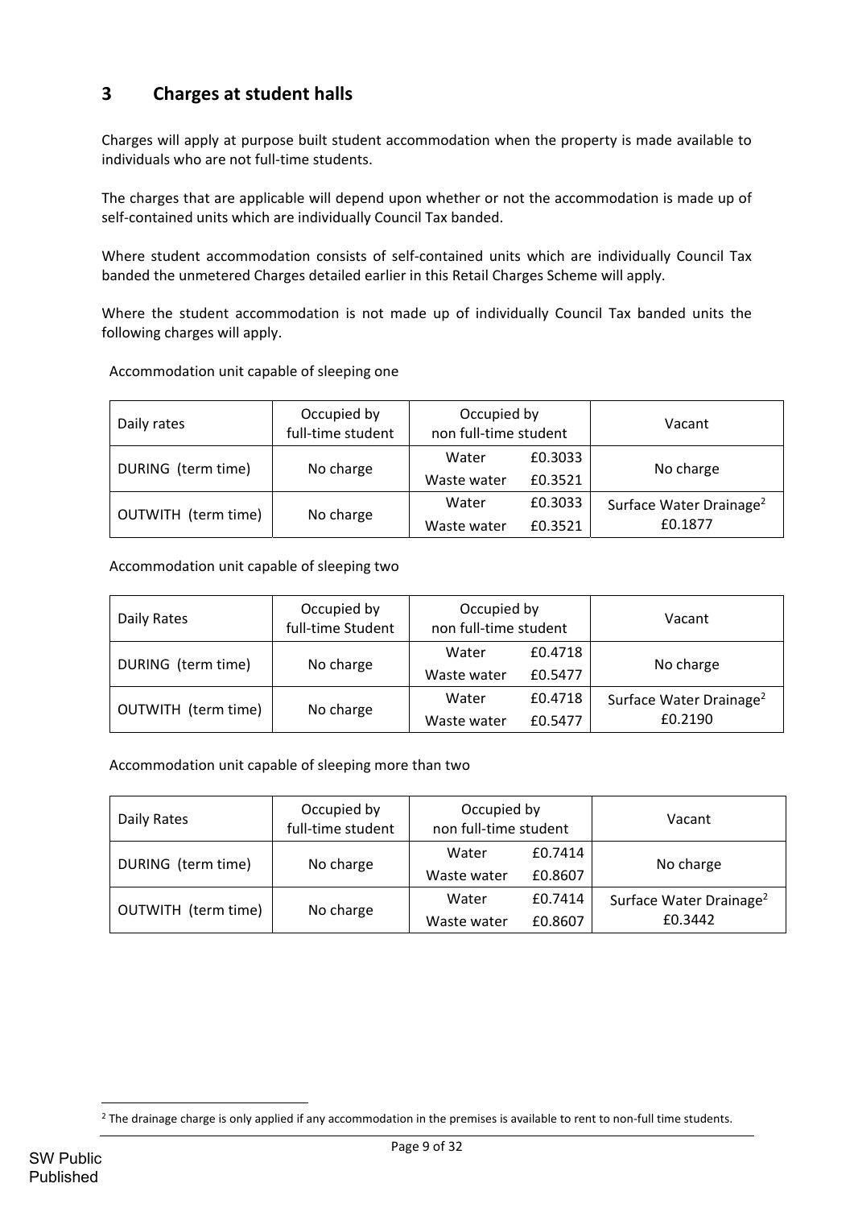## 3 Charges at student halls

Charges will apply at purpose built student accommodation when the property is made available to individuals who are not full-time students.

The charges that are applicable will depend upon whether or not the accommodation is made up of self-contained units which are individually Council Tax banded.

Where student accommodation consists of self-contained units which are individually Council Tax banded the unmetered Charges detailed earlier in this Retail Charges Scheme will apply.

Where the student accommodation is not made up of individually Council Tax banded units the following charges will apply.

Accommodation unit capable of sleeping one

| Daily rates | Occupied by full-time student | Occupied by non full-time student | | Vacant |
|---|---|---|---|---|
| DURING (term time) | No charge | Water | £0.3033 | No charge |
| | | Waste water | £0.3521 | |
| OUTWITH (term time) | No charge | Water | £0.3033 | Surface Water Drainage[2] £0.1877 |
| | | Waste water | £0.3521 | |

Accommodation unit capable of sleeping two

| Daily Rates | Occupied by full-time Student | Occupied by non full-time student | | Vacant |
|---|---|---|---|---|
| DURING (term time) | No charge | Water | £0.4718 | No charge |
| | | Waste water | £0.5477 | |
| OUTWITH (term time) | No charge | Water | £0.4718 | Surface Water Drainage[2] £0.2190 |
| | | Waste water | £0.5477 | |

Accommodation unit capable of sleeping more than two

| Daily Rates | Occupied by full-time student | Occupied by non full-time student | | Vacant |
|---|---|---|---|---|
| DURING (term time) | No charge | Water | £0.7414 | No charge |
| | | Waste water | £0.8607 | |
| OUTWITH (term time) | No charge | Water | £0.7414 | Surface Water Drainage[2] £0.3442 |
| | | Waste water | £0.8607 | |

[2] The drainage charge is only applied if any accommodation in the premises is available to rent to non-full time students.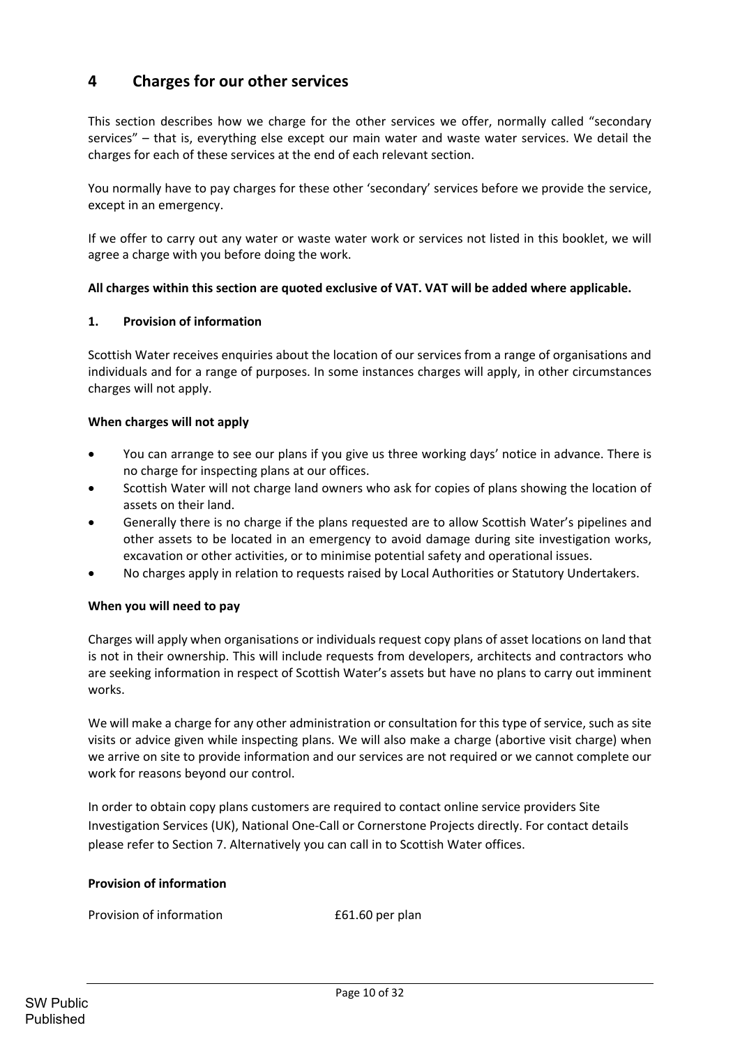## 4 Charges for our other services

This section describes how we charge for the other services we offer, normally called "secondary services" – that is, everything else except our main water and waste water services. We detail the charges for each of these services at the end of each relevant section.

You normally have to pay charges for these other 'secondary' services before we provide the service, except in an emergency.

If we offer to carry out any water or waste water work or services not listed in this booklet, we will agree a charge with you before doing the work.

**All charges within this section are quoted exclusive of VAT. VAT will be added where applicable.**

### 1. Provision of information

Scottish Water receives enquiries about the location of our services from a range of organisations and individuals and for a range of purposes. In some instances charges will apply, in other circumstances charges will not apply.

**When charges will not apply**

- You can arrange to see our plans if you give us three working days' notice in advance. There is no charge for inspecting plans at our offices.
- Scottish Water will not charge land owners who ask for copies of plans showing the location of assets on their land.
- Generally there is no charge if the plans requested are to allow Scottish Water's pipelines and other assets to be located in an emergency to avoid damage during site investigation works, excavation or other activities, or to minimise potential safety and operational issues.
- No charges apply in relation to requests raised by Local Authorities or Statutory Undertakers.

**When you will need to pay**

Charges will apply when organisations or individuals request copy plans of asset locations on land that is not in their ownership. This will include requests from developers, architects and contractors who are seeking information in respect of Scottish Water's assets but have no plans to carry out imminent works.

We will make a charge for any other administration or consultation for this type of service, such as site visits or advice given while inspecting plans. We will also make a charge (abortive visit charge) when we arrive on site to provide information and our services are not required or we cannot complete our work for reasons beyond our control.

In order to obtain copy plans customers are required to contact online service providers Site Investigation Services (UK), National One-Call or Cornerstone Projects directly. For contact details please refer to Section 7. Alternatively you can call in to Scottish Water offices.

**Provision of information**

| | |
|---|---|
| Provision of information | £61.60 per plan |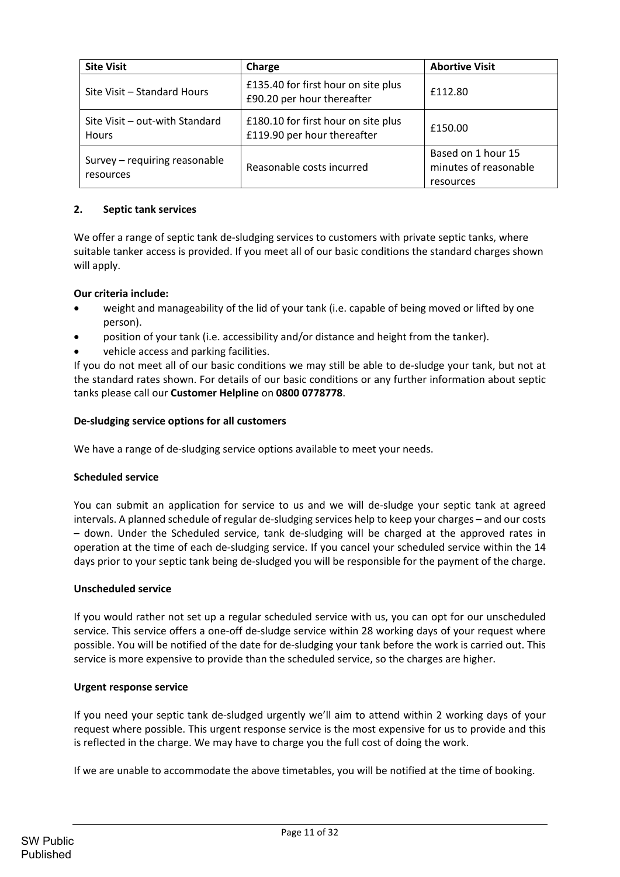| Site Visit | Charge | Abortive Visit |
|---|---|---|
| Site Visit – Standard Hours | £135.40 for first hour on site plus £90.20 per hour thereafter | £112.80 |
| Site Visit – out-with Standard Hours | £180.10 for first hour on site plus £119.90 per hour thereafter | £150.00 |
| Survey – requiring reasonable resources | Reasonable costs incurred | Based on 1 hour 15 minutes of reasonable resources |

## 2. Septic tank services

We offer a range of septic tank de-sludging services to customers with private septic tanks, where suitable tanker access is provided. If you meet all of our basic conditions the standard charges shown will apply.

**Our criteria include:**

- weight and manageability of the lid of your tank (i.e. capable of being moved or lifted by one person).
- position of your tank (i.e. accessibility and/or distance and height from the tanker).
- vehicle access and parking facilities.

If you do not meet all of our basic conditions we may still be able to de-sludge your tank, but not at the standard rates shown. For details of our basic conditions or any further information about septic tanks please call our **Customer Helpline** on **0800 0778778**.

**De-sludging service options for all customers**

We have a range of de-sludging service options available to meet your needs.

**Scheduled service**

You can submit an application for service to us and we will de-sludge your septic tank at agreed intervals. A planned schedule of regular de-sludging services help to keep your charges – and our costs – down. Under the Scheduled service, tank de-sludging will be charged at the approved rates in operation at the time of each de-sludging service. If you cancel your scheduled service within the 14 days prior to your septic tank being de-sludged you will be responsible for the payment of the charge.

**Unscheduled service**

If you would rather not set up a regular scheduled service with us, you can opt for our unscheduled service. This service offers a one-off de-sludge service within 28 working days of your request where possible. You will be notified of the date for de-sludging your tank before the work is carried out. This service is more expensive to provide than the scheduled service, so the charges are higher.

**Urgent response service**

If you need your septic tank de-sludged urgently we'll aim to attend within 2 working days of your request where possible. This urgent response service is the most expensive for us to provide and this is reflected in the charge. We may have to charge you the full cost of doing the work.

If we are unable to accommodate the above timetables, you will be notified at the time of booking.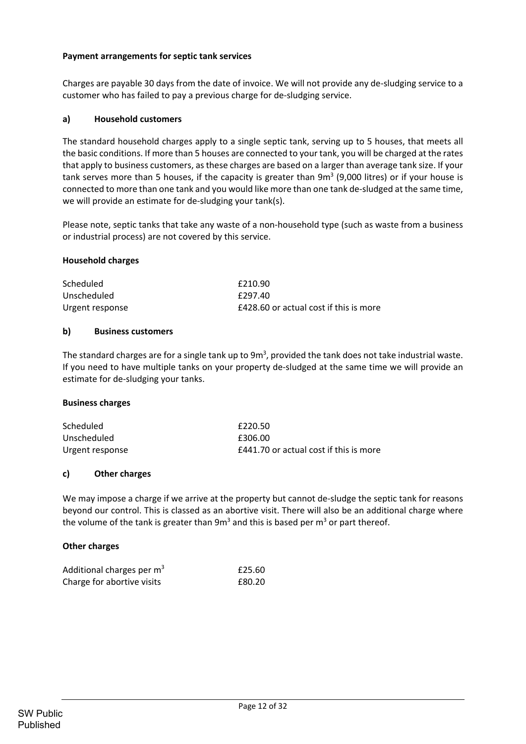**Payment arrangements for septic tank services**

Charges are payable 30 days from the date of invoice. We will not provide any de-sludging service to a customer who has failed to pay a previous charge for de-sludging service.

**a) Household customers**

The standard household charges apply to a single septic tank, serving up to 5 houses, that meets all the basic conditions. If more than 5 houses are connected to your tank, you will be charged at the rates that apply to business customers, as these charges are based on a larger than average tank size. If your tank serves more than 5 houses, if the capacity is greater than $9m^3$ (9,000 litres) or if your house is connected to more than one tank and you would like more than one tank de-sludged at the same time, we will provide an estimate for de-sludging your tank(s).

Please note, septic tanks that take any waste of a non-household type (such as waste from a business or industrial process) are not covered by this service.

**Household charges**

| | |
|---|---|
| Scheduled | £210.90 |
| Unscheduled | £297.40 |
| Urgent response | £428.60 or actual cost if this is more |

**b) Business customers**

The standard charges are for a single tank up to $9m^3$, provided the tank does not take industrial waste. If you need to have multiple tanks on your property de-sludged at the same time we will provide an estimate for de-sludging your tanks.

**Business charges**

| | |
|---|---|
| Scheduled | £220.50 |
| Unscheduled | £306.00 |
| Urgent response | £441.70 or actual cost if this is more |

**c) Other charges**

We may impose a charge if we arrive at the property but cannot de-sludge the septic tank for reasons beyond our control. This is classed as an abortive visit. There will also be an additional charge where the volume of the tank is greater than $9m^3$ and this is based per $m^3$ or part thereof.

**Other charges**

| | |
|---|---|
| Additional charges per $m^3$ | £25.60 |
| Charge for abortive visits | £80.20 |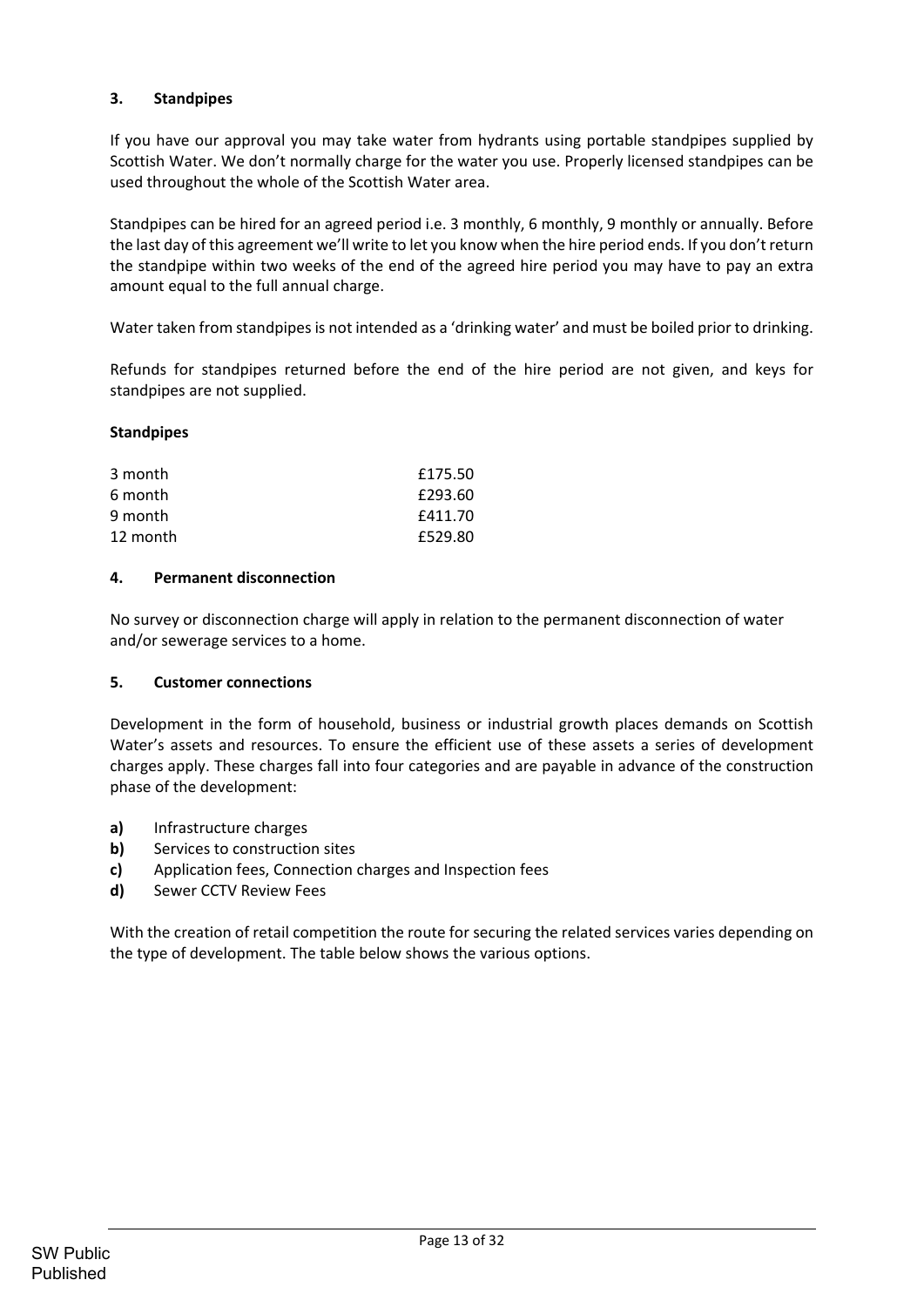## 3. Standpipes

If you have our approval you may take water from hydrants using portable standpipes supplied by Scottish Water. We don't normally charge for the water you use. Properly licensed standpipes can be used throughout the whole of the Scottish Water area.

Standpipes can be hired for an agreed period i.e. 3 monthly, 6 monthly, 9 monthly or annually. Before the last day of this agreement we'll write to let you know when the hire period ends. If you don't return the standpipe within two weeks of the end of the agreed hire period you may have to pay an extra amount equal to the full annual charge.

Water taken from standpipes is not intended as a 'drinking water' and must be boiled prior to drinking.

Refunds for standpipes returned before the end of the hire period are not given, and keys for standpipes are not supplied.

**Standpipes**

| | |
|---|---|
| 3 month | £175.50 |
| 6 month | £293.60 |
| 9 month | £411.70 |
| 12 month | £529.80 |

## 4. Permanent disconnection

No survey or disconnection charge will apply in relation to the permanent disconnection of water and/or sewerage services to a home.

## 5. Customer connections

Development in the form of household, business or industrial growth places demands on Scottish Water's assets and resources. To ensure the efficient use of these assets a series of development charges apply. These charges fall into four categories and are payable in advance of the construction phase of the development:

- **a)** Infrastructure charges
- **b)** Services to construction sites
- **c)** Application fees, Connection charges and Inspection fees
- **d)** Sewer CCTV Review Fees

With the creation of retail competition the route for securing the related services varies depending on the type of development. The table below shows the various options.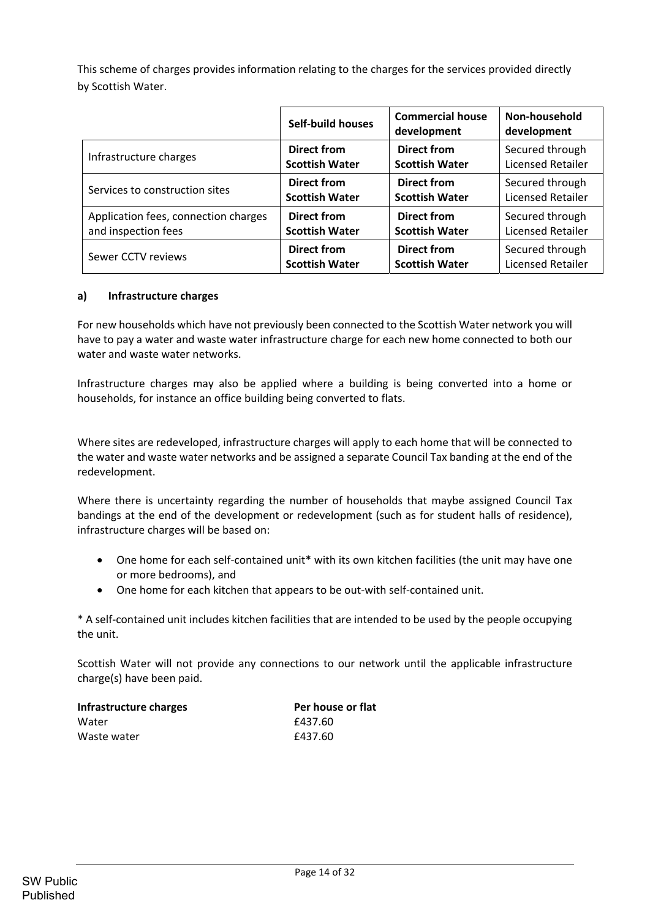This scheme of charges provides information relating to the charges for the services provided directly by Scottish Water.

| | Self-build houses | Commercial house development | Non-household development |
|---|---|---|---|
| Infrastructure charges | **Direct from Scottish Water** | **Direct from Scottish Water** | Secured through Licensed Retailer |
| Services to construction sites | **Direct from Scottish Water** | **Direct from Scottish Water** | Secured through Licensed Retailer |
| Application fees, connection charges and inspection fees | **Direct from Scottish Water** | **Direct from Scottish Water** | Secured through Licensed Retailer |
| Sewer CCTV reviews | **Direct from Scottish Water** | **Direct from Scottish Water** | Secured through Licensed Retailer |

### a) Infrastructure charges

For new households which have not previously been connected to the Scottish Water network you will have to pay a water and waste water infrastructure charge for each new home connected to both our water and waste water networks.

Infrastructure charges may also be applied where a building is being converted into a home or households, for instance an office building being converted to flats.

Where sites are redeveloped, infrastructure charges will apply to each home that will be connected to the water and waste water networks and be assigned a separate Council Tax banding at the end of the redevelopment.

Where there is uncertainty regarding the number of households that maybe assigned Council Tax bandings at the end of the development or redevelopment (such as for student halls of residence), infrastructure charges will be based on:

- One home for each self-contained unit* with its own kitchen facilities (the unit may have one or more bedrooms), and
- One home for each kitchen that appears to be out-with self-contained unit.

* A self-contained unit includes kitchen facilities that are intended to be used by the people occupying the unit.

Scottish Water will not provide any connections to our network until the applicable infrastructure charge(s) have been paid.

| **Infrastructure charges** | **Per house or flat** |
|---|---|
| Water | £437.60 |
| Waste water | £437.60 |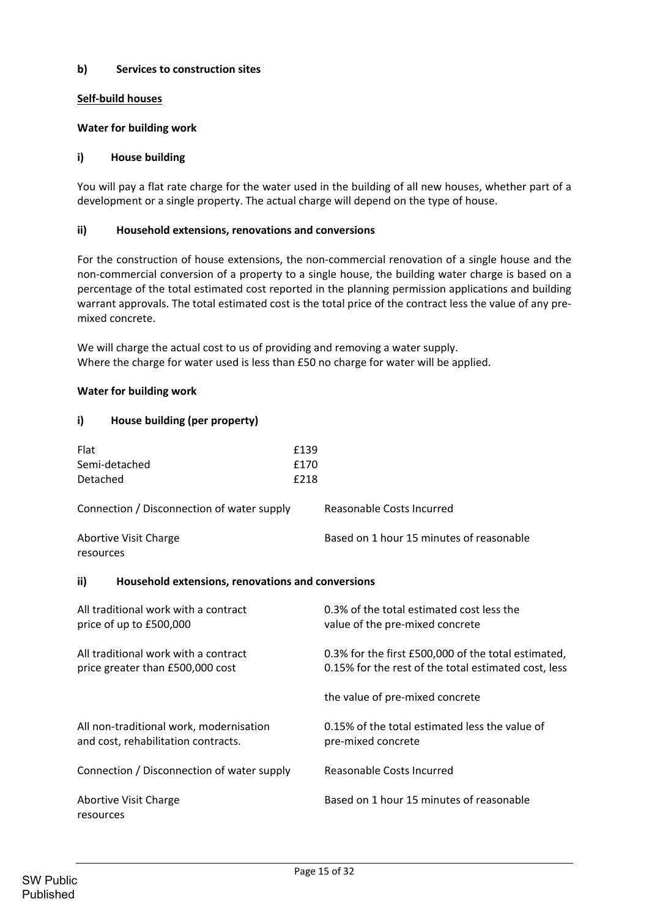**b) Services to construction sites**

**Self-build houses**

**Water for building work**

**i) House building**

You will pay a flat rate charge for the water used in the building of all new houses, whether part of a development or a single property. The actual charge will depend on the type of house.

**ii) Household extensions, renovations and conversions**

For the construction of house extensions, the non-commercial renovation of a single house and the non-commercial conversion of a property to a single house, the building water charge is based on a percentage of the total estimated cost reported in the planning permission applications and building warrant approvals. The total estimated cost is the total price of the contract less the value of any pre-mixed concrete.

We will charge the actual cost to us of providing and removing a water supply.
Where the charge for water used is less than £50 no charge for water will be applied.

**Water for building work**

**i) House building (per property)**

| | |
|---|---|
| Flat | £139 |
| Semi-detached | £170 |
| Detached | £218 |
| Connection / Disconnection of water supply | Reasonable Costs Incurred |
| Abortive Visit Charge | Based on 1 hour 15 minutes of reasonable resources |

**ii) Household extensions, renovations and conversions**

| | |
|---|---|
| All traditional work with a contract price of up to £500,000 | 0.3% of the total estimated cost less the value of the pre-mixed concrete |
| All traditional work with a contract price greater than £500,000 cost | 0.3% for the first £500,000 of the total estimated, 0.15% for the rest of the total estimated cost, less the value of pre-mixed concrete |
| All non-traditional work, modernisation and cost, rehabilitation contracts. | 0.15% of the total estimated less the value of pre-mixed concrete |
| Connection / Disconnection of water supply | Reasonable Costs Incurred |
| Abortive Visit Charge | Based on 1 hour 15 minutes of reasonable resources |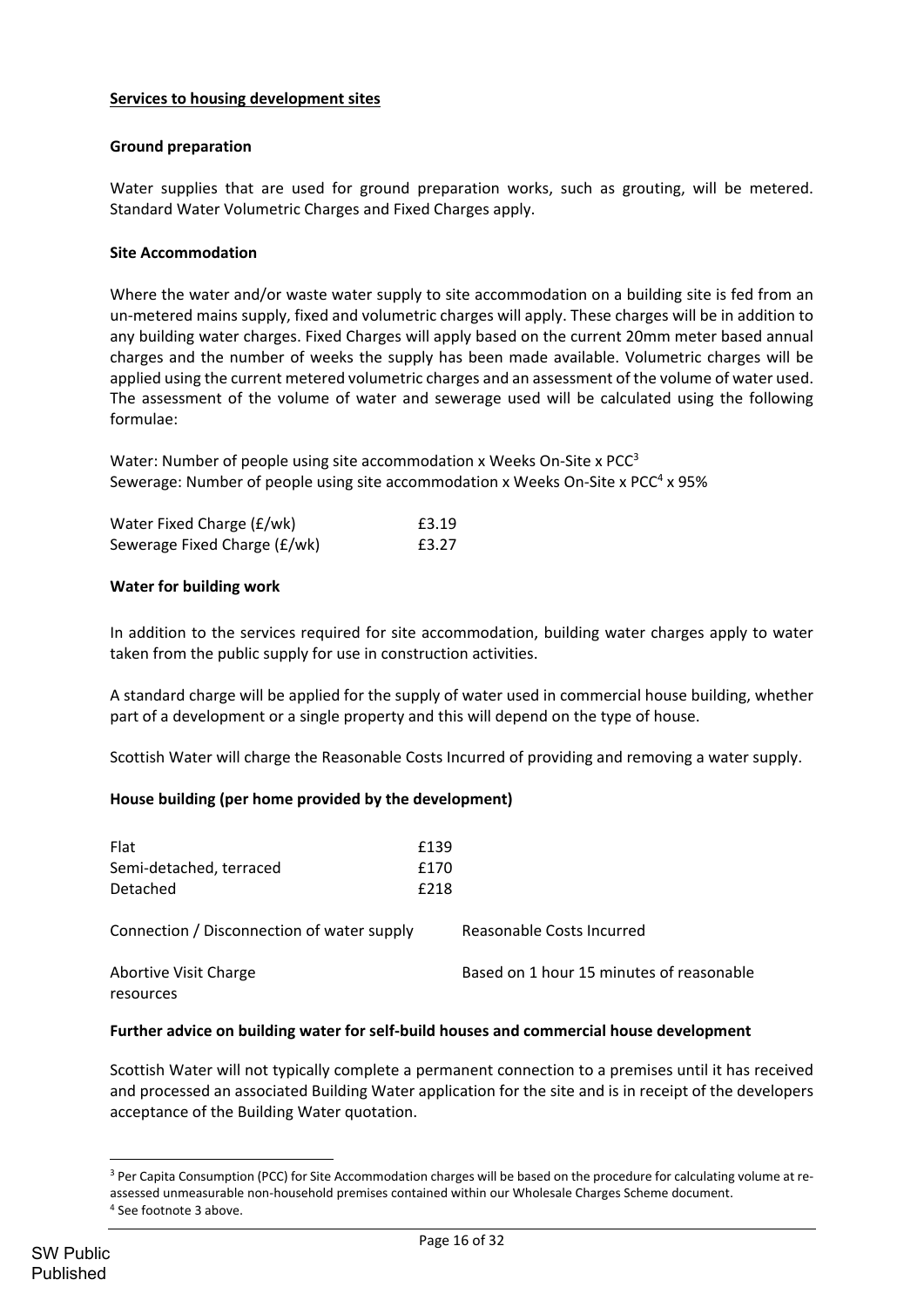## Services to housing development sites

### Ground preparation

Water supplies that are used for ground preparation works, such as grouting, will be metered. Standard Water Volumetric Charges and Fixed Charges apply.

### Site Accommodation

Where the water and/or waste water supply to site accommodation on a building site is fed from an un-metered mains supply, fixed and volumetric charges will apply. These charges will be in addition to any building water charges. Fixed Charges will apply based on the current 20mm meter based annual charges and the number of weeks the supply has been made available. Volumetric charges will be applied using the current metered volumetric charges and an assessment of the volume of water used. The assessment of the volume of water and sewerage used will be calculated using the following formulae:

Water: Number of people using site accommodation x Weeks On-Site x PCC[3]
Sewerage: Number of people using site accommodation x Weeks On-Site x PCC[4] x 95%

| | |
|---|---|
| Water Fixed Charge (£/wk) | £3.19 |
| Sewerage Fixed Charge (£/wk) | £3.27 |

### Water for building work

In addition to the services required for site accommodation, building water charges apply to water taken from the public supply for use in construction activities.

A standard charge will be applied for the supply of water used in commercial house building, whether part of a development or a single property and this will depend on the type of house.

Scottish Water will charge the Reasonable Costs Incurred of providing and removing a water supply.

### House building (per home provided by the development)

| | |
|---|---|
| Flat | £139 |
| Semi-detached, terraced | £170 |
| Detached | £218 |
| Connection / Disconnection of water supply | Reasonable Costs Incurred |
| Abortive Visit Charge | Based on 1 hour 15 minutes of reasonable resources |

### Further advice on building water for self-build houses and commercial house development

Scottish Water will not typically complete a permanent connection to a premises until it has received and processed an associated Building Water application for the site and is in receipt of the developers acceptance of the Building Water quotation.

---

[3] Per Capita Consumption (PCC) for Site Accommodation charges will be based on the procedure for calculating volume at re-assessed unmeasurable non-household premises contained within our Wholesale Charges Scheme document.

[4] See footnote 3 above.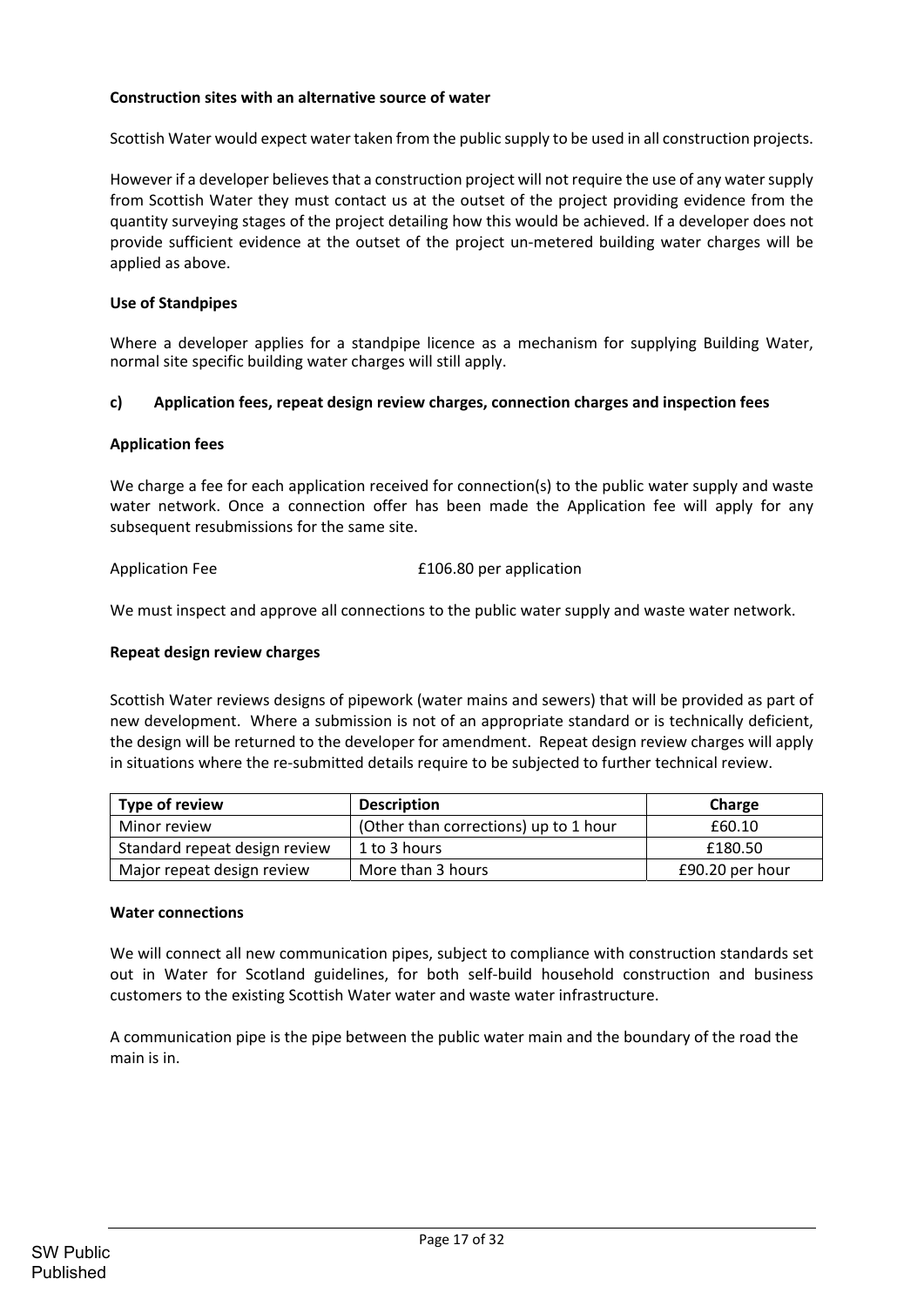**Construction sites with an alternative source of water**

Scottish Water would expect water taken from the public supply to be used in all construction projects.

However if a developer believes that a construction project will not require the use of any water supply from Scottish Water they must contact us at the outset of the project providing evidence from the quantity surveying stages of the project detailing how this would be achieved. If a developer does not provide sufficient evidence at the outset of the project un-metered building water charges will be applied as above.

**Use of Standpipes**

Where a developer applies for a standpipe licence as a mechanism for supplying Building Water, normal site specific building water charges will still apply.

### c) Application fees, repeat design review charges, connection charges and inspection fees

**Application fees**

We charge a fee for each application received for connection(s) to the public water supply and waste water network. Once a connection offer has been made the Application fee will apply for any subsequent resubmissions for the same site.

Application Fee £106.80 per application

We must inspect and approve all connections to the public water supply and waste water network.

**Repeat design review charges**

Scottish Water reviews designs of pipework (water mains and sewers) that will be provided as part of new development. Where a submission is not of an appropriate standard or is technically deficient, the design will be returned to the developer for amendment. Repeat design review charges will apply in situations where the re-submitted details require to be subjected to further technical review.

| Type of review | Description | Charge |
|---|---|---|
| Minor review | (Other than corrections) up to 1 hour | £60.10 |
| Standard repeat design review | 1 to 3 hours | £180.50 |
| Major repeat design review | More than 3 hours | £90.20 per hour |

**Water connections**

We will connect all new communication pipes, subject to compliance with construction standards set out in Water for Scotland guidelines, for both self-build household construction and business customers to the existing Scottish Water water and waste water infrastructure.

A communication pipe is the pipe between the public water main and the boundary of the road the main is in.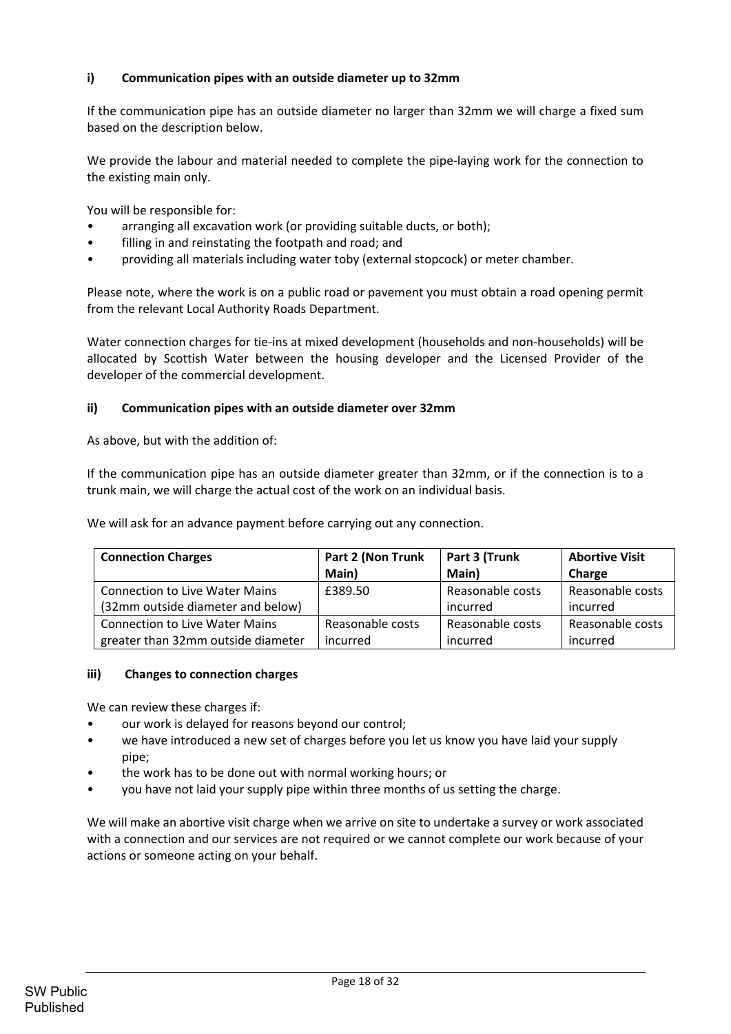### i) Communication pipes with an outside diameter up to 32mm

If the communication pipe has an outside diameter no larger than 32mm we will charge a fixed sum based on the description below.

We provide the labour and material needed to complete the pipe-laying work for the connection to the existing main only.

You will be responsible for:

- arranging all excavation work (or providing suitable ducts, or both);
- filling in and reinstating the footpath and road; and
- providing all materials including water toby (external stopcock) or meter chamber.

Please note, where the work is on a public road or pavement you must obtain a road opening permit from the relevant Local Authority Roads Department.

Water connection charges for tie-ins at mixed development (households and non-households) will be allocated by Scottish Water between the housing developer and the Licensed Provider of the developer of the commercial development.

### ii) Communication pipes with an outside diameter over 32mm

As above, but with the addition of:

If the communication pipe has an outside diameter greater than 32mm, or if the connection is to a trunk main, we will charge the actual cost of the work on an individual basis.

We will ask for an advance payment before carrying out any connection.

| Connection Charges | Part 2 (Non Trunk Main) | Part 3 (Trunk Main) | Abortive Visit Charge |
|---|---|---|---|
| Connection to Live Water Mains (32mm outside diameter and below) | £389.50 | Reasonable costs incurred | Reasonable costs incurred |
| Connection to Live Water Mains greater than 32mm outside diameter | Reasonable costs incurred | Reasonable costs incurred | Reasonable costs incurred |

### iii) Changes to connection charges

We can review these charges if:

- our work is delayed for reasons beyond our control;
- we have introduced a new set of charges before you let us know you have laid your supply pipe;
- the work has to be done out with normal working hours; or
- you have not laid your supply pipe within three months of us setting the charge.

We will make an abortive visit charge when we arrive on site to undertake a survey or work associated with a connection and our services are not required or we cannot complete our work because of your actions or someone acting on your behalf.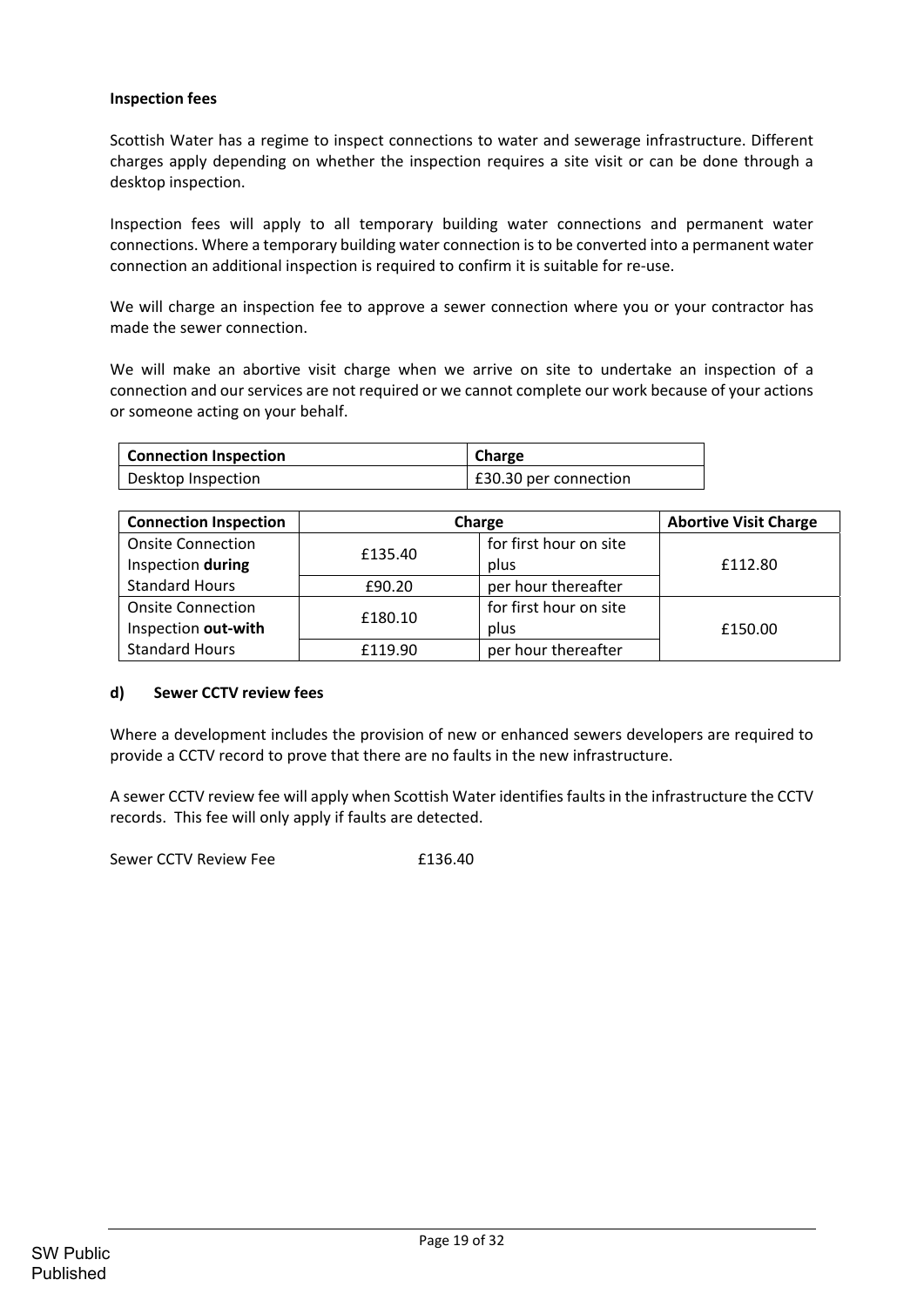**Inspection fees**

Scottish Water has a regime to inspect connections to water and sewerage infrastructure. Different charges apply depending on whether the inspection requires a site visit or can be done through a desktop inspection.

Inspection fees will apply to all temporary building water connections and permanent water connections. Where a temporary building water connection is to be converted into a permanent water connection an additional inspection is required to confirm it is suitable for re-use.

We will charge an inspection fee to approve a sewer connection where you or your contractor has made the sewer connection.

We will make an abortive visit charge when we arrive on site to undertake an inspection of a connection and our services are not required or we cannot complete our work because of your actions or someone acting on your behalf.

| Connection Inspection | Charge |
|---|---|
| Desktop Inspection | £30.30 per connection |

| Connection Inspection | Charge | | Abortive Visit Charge |
|---|---|---|---|
| Onsite Connection Inspection **during** Standard Hours | £135.40 | for first hour on site plus | £112.80 |
| | £90.20 | per hour thereafter | |
| Onsite Connection Inspection **out-with** Standard Hours | £180.10 | for first hour on site plus | £150.00 |
| | £119.90 | per hour thereafter | |

#### d) Sewer CCTV review fees

Where a development includes the provision of new or enhanced sewers developers are required to provide a CCTV record to prove that there are no faults in the new infrastructure.

A sewer CCTV review fee will apply when Scottish Water identifies faults in the infrastructure the CCTV records. This fee will only apply if faults are detected.

Sewer CCTV Review Fee £136.40

SW Public
Published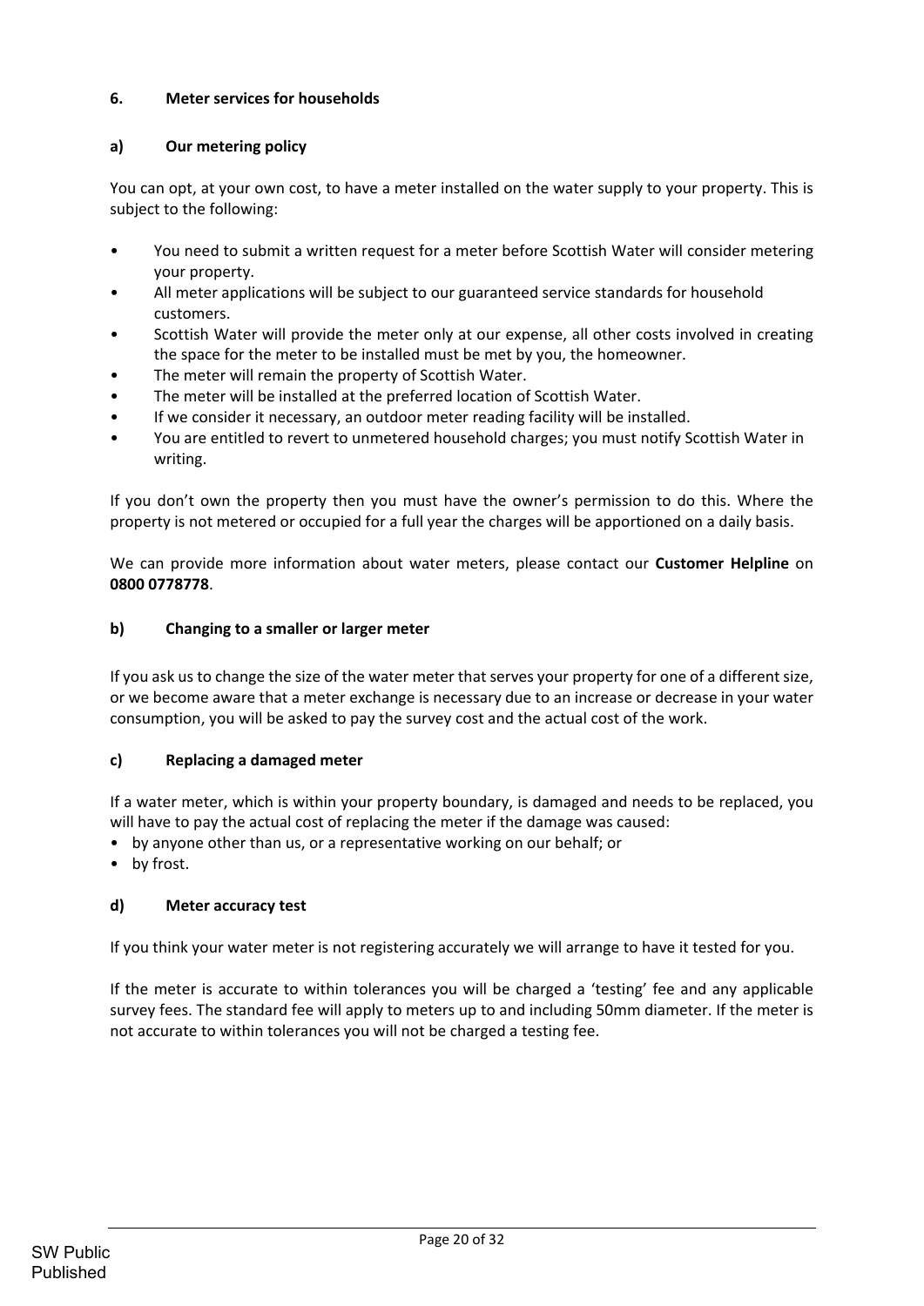## 6. Meter services for households

### a) Our metering policy

You can opt, at your own cost, to have a meter installed on the water supply to your property. This is subject to the following:

- You need to submit a written request for a meter before Scottish Water will consider metering your property.
- All meter applications will be subject to our guaranteed service standards for household customers.
- Scottish Water will provide the meter only at our expense, all other costs involved in creating the space for the meter to be installed must be met by you, the homeowner.
- The meter will remain the property of Scottish Water.
- The meter will be installed at the preferred location of Scottish Water.
- If we consider it necessary, an outdoor meter reading facility will be installed.
- You are entitled to revert to unmetered household charges; you must notify Scottish Water in writing.

If you don't own the property then you must have the owner's permission to do this. Where the property is not metered or occupied for a full year the charges will be apportioned on a daily basis.

We can provide more information about water meters, please contact our **Customer Helpline** on **0800 0778778**.

### b) Changing to a smaller or larger meter

If you ask us to change the size of the water meter that serves your property for one of a different size, or we become aware that a meter exchange is necessary due to an increase or decrease in your water consumption, you will be asked to pay the survey cost and the actual cost of the work.

### c) Replacing a damaged meter

If a water meter, which is within your property boundary, is damaged and needs to be replaced, you will have to pay the actual cost of replacing the meter if the damage was caused:

- by anyone other than us, or a representative working on our behalf; or
- by frost.

### d) Meter accuracy test

If you think your water meter is not registering accurately we will arrange to have it tested for you.

If the meter is accurate to within tolerances you will be charged a 'testing' fee and any applicable survey fees. The standard fee will apply to meters up to and including 50mm diameter. If the meter is not accurate to within tolerances you will not be charged a testing fee.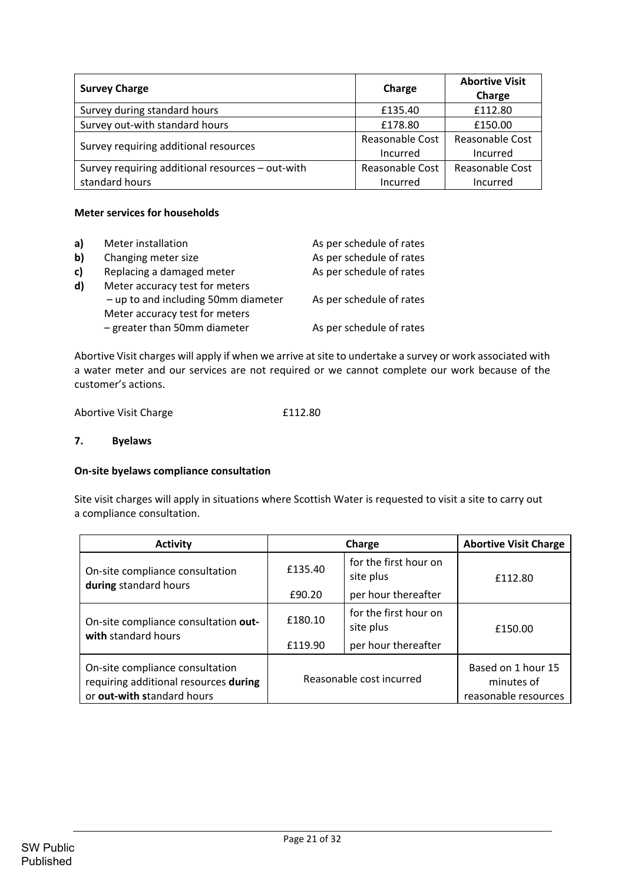| Survey Charge | Charge | Abortive Visit Charge |
|---|---|---|
| Survey during standard hours | £135.40 | £112.80 |
| Survey out-with standard hours | £178.80 | £150.00 |
| Survey requiring additional resources | Reasonable Cost Incurred | Reasonable Cost Incurred |
| Survey requiring additional resources – out-with standard hours | Reasonable Cost Incurred | Reasonable Cost Incurred |

**Meter services for households**

| | | |
|---|---|---|
| **a)** | Meter installation | As per schedule of rates |
| **b)** | Changing meter size | As per schedule of rates |
| **c)** | Replacing a damaged meter | As per schedule of rates |
| **d)** | Meter accuracy test for meters – up to and including 50mm diameter | As per schedule of rates |
| | Meter accuracy test for meters – greater than 50mm diameter | As per schedule of rates |

Abortive Visit charges will apply if when we arrive at site to undertake a survey or work associated with a water meter and our services are not required or we cannot complete our work because of the customer's actions.

Abortive Visit Charge £112.80

## 7. Byelaws

**On-site byelaws compliance consultation**

Site visit charges will apply in situations where Scottish Water is requested to visit a site to carry out a compliance consultation.

| Activity | Charge | | Abortive Visit Charge |
|---|---|---|---|
| On-site compliance consultation **during** standard hours | £135.40 | for the first hour on site plus | £112.80 |
| | £90.20 | per hour thereafter | |
| On-site compliance consultation **out-with** standard hours | £180.10 | for the first hour on site plus | £150.00 |
| | £119.90 | per hour thereafter | |
| On-site compliance consultation requiring additional resources **during** or **out-with s**tandard hours | Reasonable cost incurred | | Based on 1 hour 15 minutes of reasonable resources |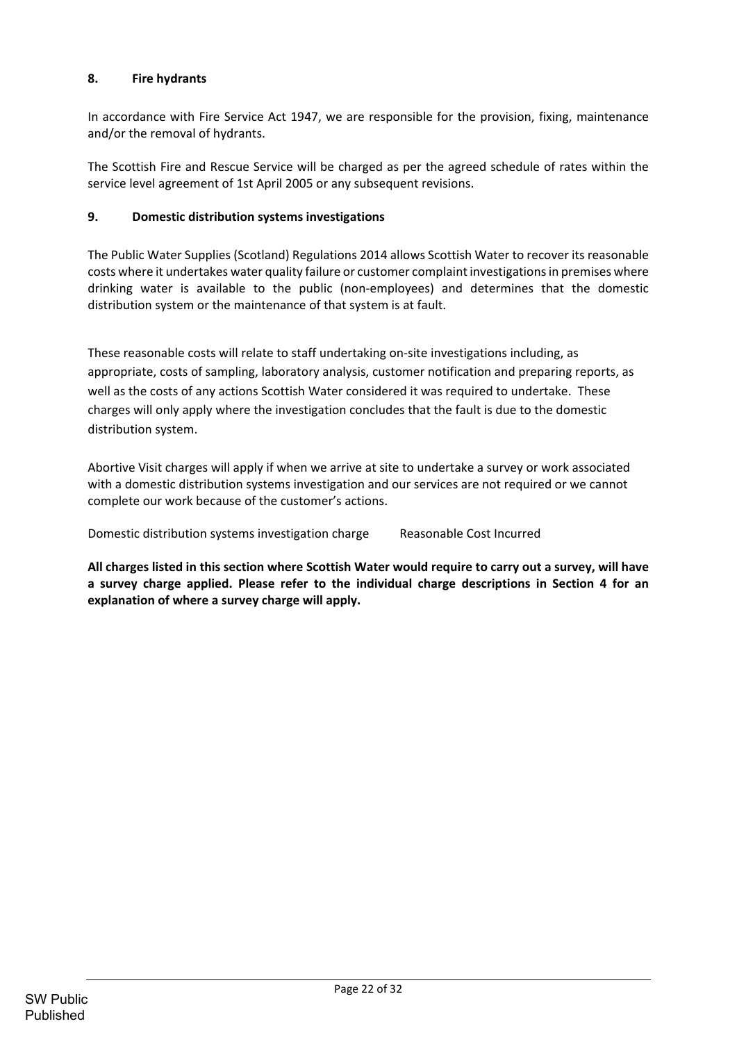## 8. Fire hydrants

In accordance with Fire Service Act 1947, we are responsible for the provision, fixing, maintenance and/or the removal of hydrants.

The Scottish Fire and Rescue Service will be charged as per the agreed schedule of rates within the service level agreement of 1st April 2005 or any subsequent revisions.

## 9. Domestic distribution systems investigations

The Public Water Supplies (Scotland) Regulations 2014 allows Scottish Water to recover its reasonable costs where it undertakes water quality failure or customer complaint investigations in premises where drinking water is available to the public (non-employees) and determines that the domestic distribution system or the maintenance of that system is at fault.

These reasonable costs will relate to staff undertaking on-site investigations including, as appropriate, costs of sampling, laboratory analysis, customer notification and preparing reports, as well as the costs of any actions Scottish Water considered it was required to undertake. These charges will only apply where the investigation concludes that the fault is due to the domestic distribution system.

Abortive Visit charges will apply if when we arrive at site to undertake a survey or work associated with a domestic distribution systems investigation and our services are not required or we cannot complete our work because of the customer's actions.

| Domestic distribution systems investigation charge | Reasonable Cost Incurred |
|---|---|

**All charges listed in this section where Scottish Water would require to carry out a survey, will have a survey charge applied. Please refer to the individual charge descriptions in Section 4 for an explanation of where a survey charge will apply.**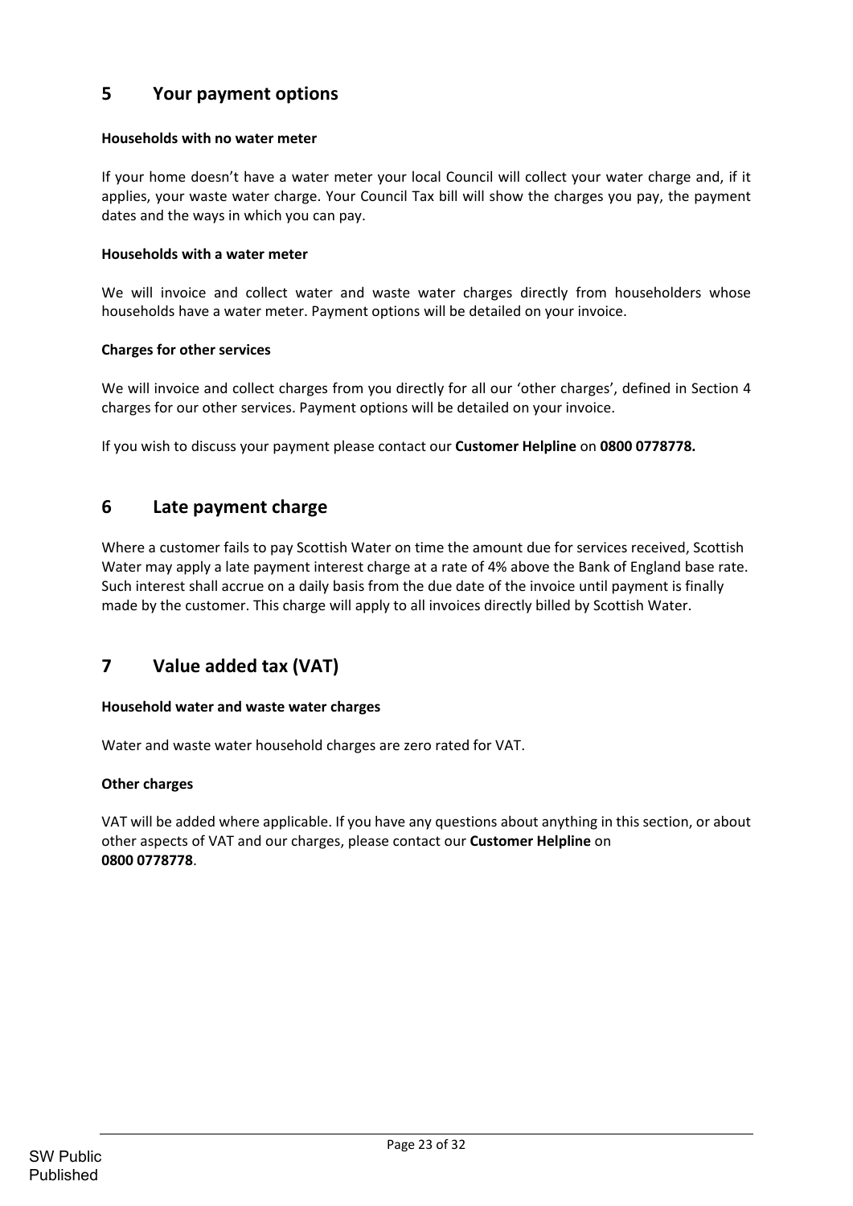## 5 Your payment options

**Households with no water meter**

If your home doesn't have a water meter your local Council will collect your water charge and, if it applies, your waste water charge. Your Council Tax bill will show the charges you pay, the payment dates and the ways in which you can pay.

**Households with a water meter**

We will invoice and collect water and waste water charges directly from householders whose households have a water meter. Payment options will be detailed on your invoice.

**Charges for other services**

We will invoice and collect charges from you directly for all our 'other charges', defined in Section 4 charges for our other services. Payment options will be detailed on your invoice.

If you wish to discuss your payment please contact our **Customer Helpline** on **0800 0778778.**

## 6 Late payment charge

Where a customer fails to pay Scottish Water on time the amount due for services received, Scottish Water may apply a late payment interest charge at a rate of 4% above the Bank of England base rate. Such interest shall accrue on a daily basis from the due date of the invoice until payment is finally made by the customer. This charge will apply to all invoices directly billed by Scottish Water.

## 7 Value added tax (VAT)

**Household water and waste water charges**

Water and waste water household charges are zero rated for VAT.

**Other charges**

VAT will be added where applicable. If you have any questions about anything in this section, or about other aspects of VAT and our charges, please contact our **Customer Helpline** on **0800 0778778**.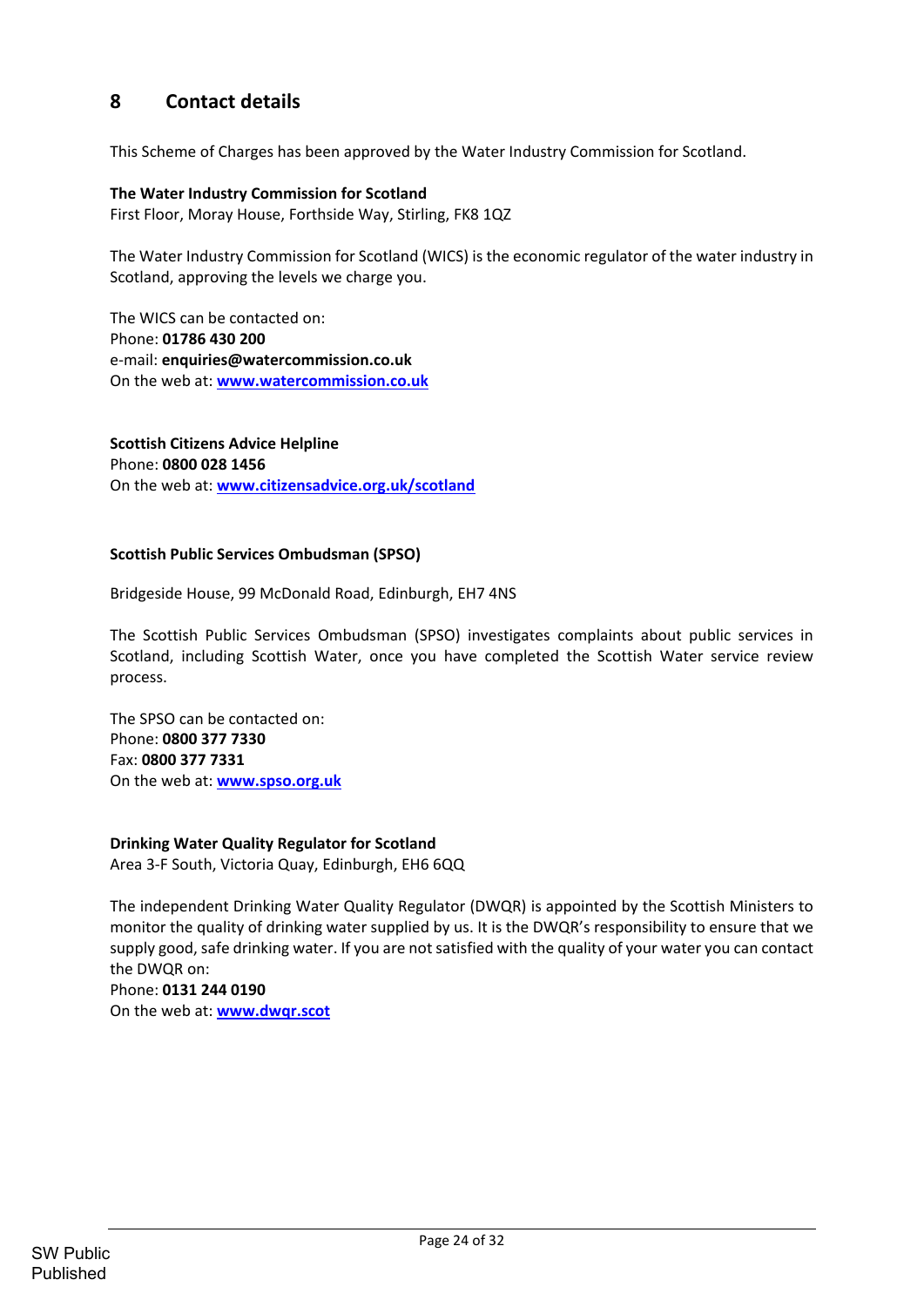## 8 Contact details

This Scheme of Charges has been approved by the Water Industry Commission for Scotland.

**The Water Industry Commission for Scotland**
First Floor, Moray House, Forthside Way, Stirling, FK8 1QZ

The Water Industry Commission for Scotland (WICS) is the economic regulator of the water industry in Scotland, approving the levels we charge you.

The WICS can be contacted on:
Phone: **01786 430 200**
e-mail: **enquiries@watercommission.co.uk**
On the web at: **www.watercommission.co.uk**

**Scottish Citizens Advice Helpline**
Phone: **0800 028 1456**
On the web at: **www.citizensadvice.org.uk/scotland**

**Scottish Public Services Ombudsman (SPSO)**

Bridgeside House, 99 McDonald Road, Edinburgh, EH7 4NS

The Scottish Public Services Ombudsman (SPSO) investigates complaints about public services in Scotland, including Scottish Water, once you have completed the Scottish Water service review process.

The SPSO can be contacted on:
Phone: **0800 377 7330**
Fax: **0800 377 7331**
On the web at: **www.spso.org.uk**

**Drinking Water Quality Regulator for Scotland**
Area 3-F South, Victoria Quay, Edinburgh, EH6 6QQ

The independent Drinking Water Quality Regulator (DWQR) is appointed by the Scottish Ministers to monitor the quality of drinking water supplied by us. It is the DWQR's responsibility to ensure that we supply good, safe drinking water. If you are not satisfied with the quality of your water you can contact the DWQR on:
Phone: **0131 244 0190**
On the web at: **www.dwqr.scot**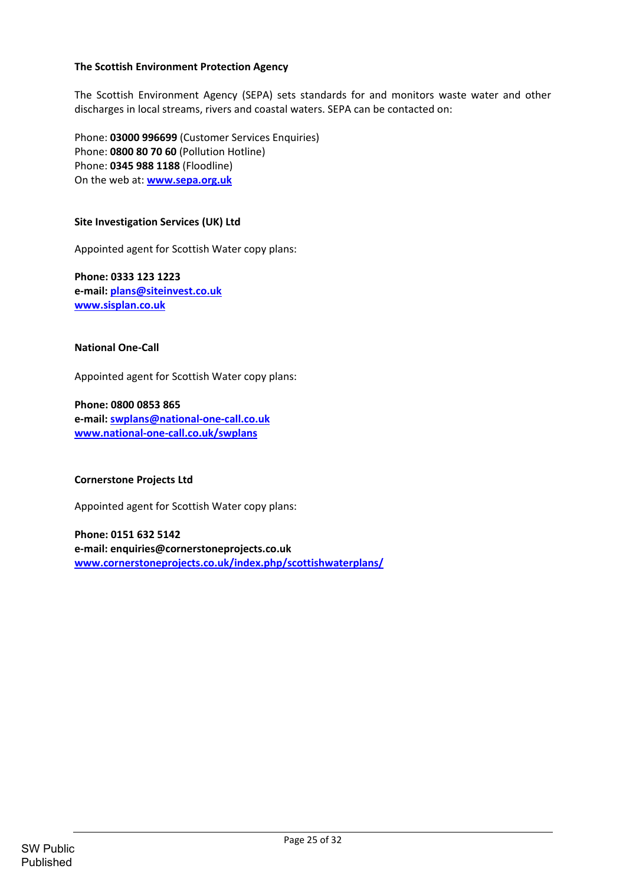**The Scottish Environment Protection Agency**

The Scottish Environment Agency (SEPA) sets standards for and monitors waste water and other discharges in local streams, rivers and coastal waters. SEPA can be contacted on:

Phone: **03000 996699** (Customer Services Enquiries)
Phone: **0800 80 70 60** (Pollution Hotline)
Phone: **0345 988 1188** (Floodline)
On the web at: **www.sepa.org.uk**

**Site Investigation Services (UK) Ltd**

Appointed agent for Scottish Water copy plans:

**Phone: 0333 123 1223**
**e-mail: plans@siteinvest.co.uk**
**www.sisplan.co.uk**

**National One-Call**

Appointed agent for Scottish Water copy plans:

**Phone: 0800 0853 865**
**e-mail: swplans@national-one-call.co.uk**
**www.national-one-call.co.uk/swplans**

**Cornerstone Projects Ltd**

Appointed agent for Scottish Water copy plans:

**Phone: 0151 632 5142**
**e-mail: enquiries@cornerstoneprojects.co.uk**
**www.cornerstoneprojects.co.uk/index.php/scottishwaterplans/**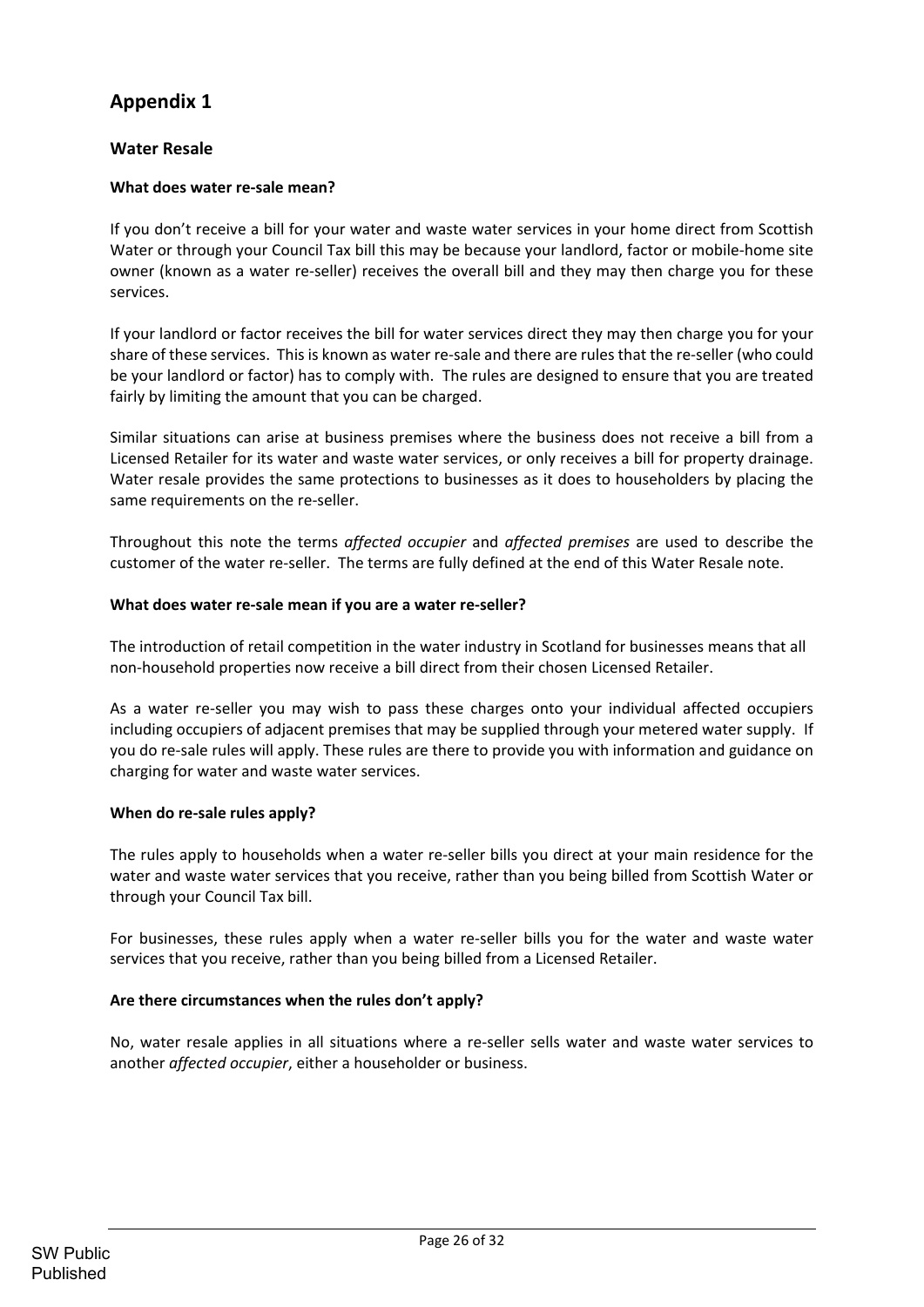# Appendix 1

## Water Resale

**What does water re-sale mean?**

If you don't receive a bill for your water and waste water services in your home direct from Scottish Water or through your Council Tax bill this may be because your landlord, factor or mobile-home site owner (known as a water re-seller) receives the overall bill and they may then charge you for these services.

If your landlord or factor receives the bill for water services direct they may then charge you for your share of these services. This is known as water re-sale and there are rules that the re-seller (who could be your landlord or factor) has to comply with. The rules are designed to ensure that you are treated fairly by limiting the amount that you can be charged.

Similar situations can arise at business premises where the business does not receive a bill from a Licensed Retailer for its water and waste water services, or only receives a bill for property drainage. Water resale provides the same protections to businesses as it does to householders by placing the same requirements on the re-seller.

Throughout this note the terms *affected occupier* and *affected premises* are used to describe the customer of the water re-seller. The terms are fully defined at the end of this Water Resale note.

**What does water re-sale mean if you are a water re-seller?**

The introduction of retail competition in the water industry in Scotland for businesses means that all non-household properties now receive a bill direct from their chosen Licensed Retailer.

As a water re-seller you may wish to pass these charges onto your individual affected occupiers including occupiers of adjacent premises that may be supplied through your metered water supply. If you do re-sale rules will apply. These rules are there to provide you with information and guidance on charging for water and waste water services.

**When do re-sale rules apply?**

The rules apply to households when a water re-seller bills you direct at your main residence for the water and waste water services that you receive, rather than you being billed from Scottish Water or through your Council Tax bill.

For businesses, these rules apply when a water re-seller bills you for the water and waste water services that you receive, rather than you being billed from a Licensed Retailer.

**Are there circumstances when the rules don't apply?**

No, water resale applies in all situations where a re-seller sells water and waste water services to another *affected occupier*, either a householder or business.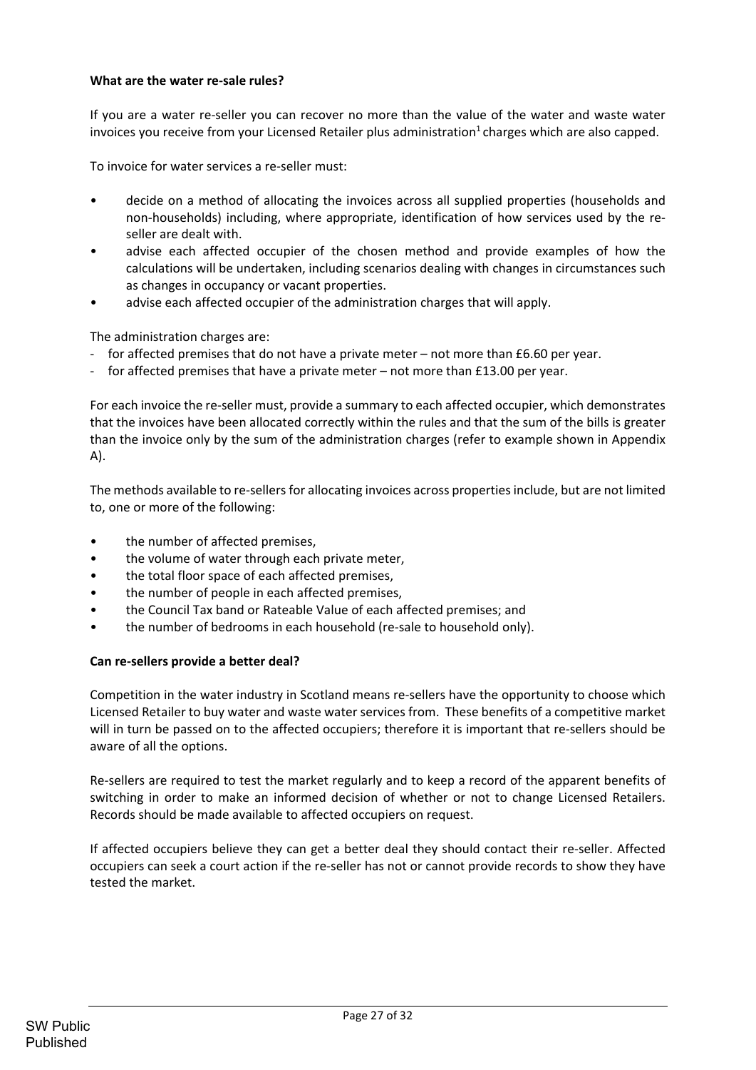**What are the water re-sale rules?**

If you are a water re-seller you can recover no more than the value of the water and waste water invoices you receive from your Licensed Retailer plus administration[1] charges which are also capped.

To invoice for water services a re-seller must:

- decide on a method of allocating the invoices across all supplied properties (households and non-households) including, where appropriate, identification of how services used by the re-seller are dealt with.
- advise each affected occupier of the chosen method and provide examples of how the calculations will be undertaken, including scenarios dealing with changes in circumstances such as changes in occupancy or vacant properties.
- advise each affected occupier of the administration charges that will apply.

The administration charges are:

- for affected premises that do not have a private meter – not more than £6.60 per year.
- for affected premises that have a private meter – not more than £13.00 per year.

For each invoice the re-seller must, provide a summary to each affected occupier, which demonstrates that the invoices have been allocated correctly within the rules and that the sum of the bills is greater than the invoice only by the sum of the administration charges (refer to example shown in Appendix A).

The methods available to re-sellers for allocating invoices across properties include, but are not limited to, one or more of the following:

- the number of affected premises,
- the volume of water through each private meter,
- the total floor space of each affected premises,
- the number of people in each affected premises,
- the Council Tax band or Rateable Value of each affected premises; and
- the number of bedrooms in each household (re-sale to household only).

**Can re-sellers provide a better deal?**

Competition in the water industry in Scotland means re-sellers have the opportunity to choose which Licensed Retailer to buy water and waste water services from. These benefits of a competitive market will in turn be passed on to the affected occupiers; therefore it is important that re-sellers should be aware of all the options.

Re-sellers are required to test the market regularly and to keep a record of the apparent benefits of switching in order to make an informed decision of whether or not to change Licensed Retailers. Records should be made available to affected occupiers on request.

If affected occupiers believe they can get a better deal they should contact their re-seller. Affected occupiers can seek a court action if the re-seller has not or cannot provide records to show they have tested the market.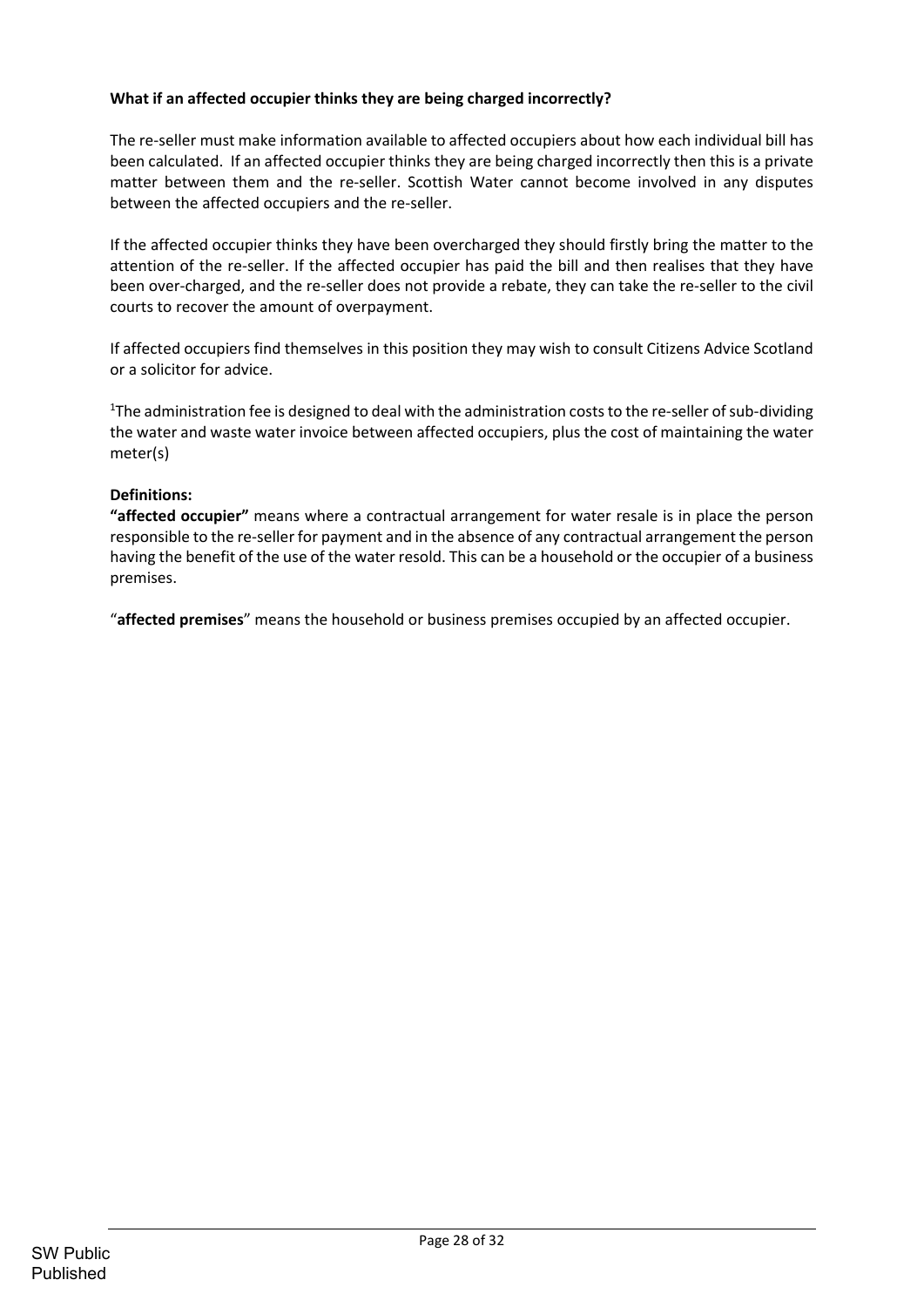**What if an affected occupier thinks they are being charged incorrectly?**

The re-seller must make information available to affected occupiers about how each individual bill has been calculated. If an affected occupier thinks they are being charged incorrectly then this is a private matter between them and the re-seller. Scottish Water cannot become involved in any disputes between the affected occupiers and the re-seller.

If the affected occupier thinks they have been overcharged they should firstly bring the matter to the attention of the re-seller. If the affected occupier has paid the bill and then realises that they have been over-charged, and the re-seller does not provide a rebate, they can take the re-seller to the civil courts to recover the amount of overpayment.

If affected occupiers find themselves in this position they may wish to consult Citizens Advice Scotland or a solicitor for advice.

[1]The administration fee is designed to deal with the administration costs to the re-seller of sub-dividing the water and waste water invoice between affected occupiers, plus the cost of maintaining the water meter(s)

**Definitions:**

**"affected occupier"** means where a contractual arrangement for water resale is in place the person responsible to the re-seller for payment and in the absence of any contractual arrangement the person having the benefit of the use of the water resold. This can be a household or the occupier of a business premises.

"**affected premises**" means the household or business premises occupied by an affected occupier.

SW Public
Published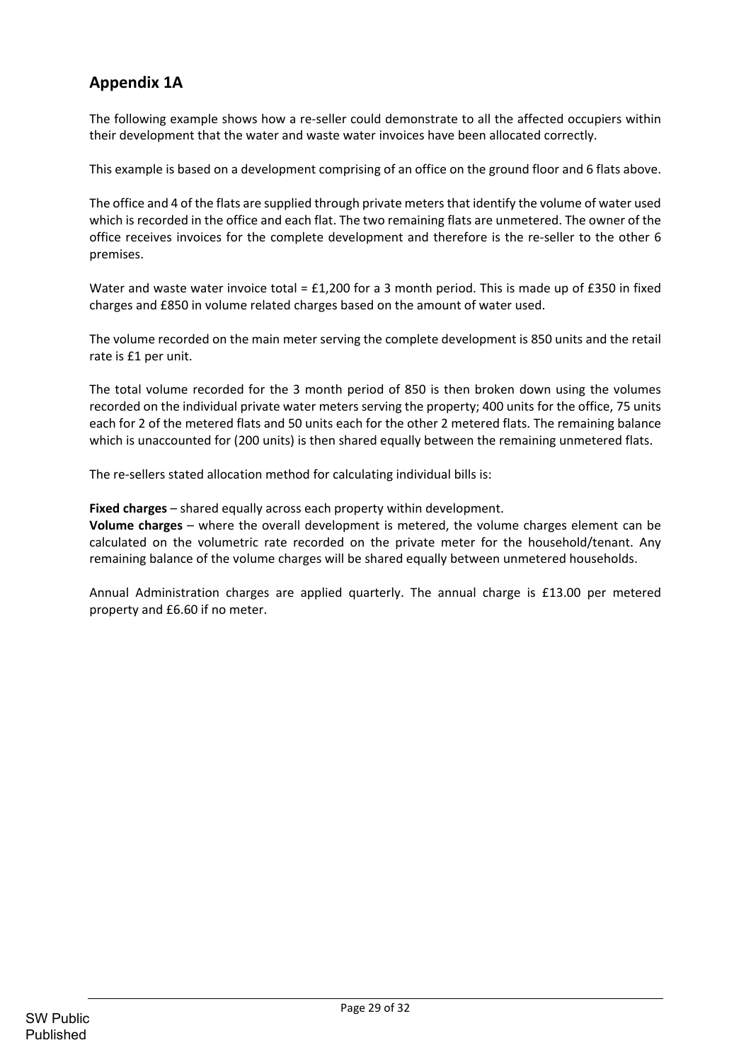## Appendix 1A

The following example shows how a re-seller could demonstrate to all the affected occupiers within their development that the water and waste water invoices have been allocated correctly.

This example is based on a development comprising of an office on the ground floor and 6 flats above.

The office and 4 of the flats are supplied through private meters that identify the volume of water used which is recorded in the office and each flat. The two remaining flats are unmetered. The owner of the office receives invoices for the complete development and therefore is the re-seller to the other 6 premises.

Water and waste water invoice total = £1,200 for a 3 month period. This is made up of £350 in fixed charges and £850 in volume related charges based on the amount of water used.

The volume recorded on the main meter serving the complete development is 850 units and the retail rate is £1 per unit.

The total volume recorded for the 3 month period of 850 is then broken down using the volumes recorded on the individual private water meters serving the property; 400 units for the office, 75 units each for 2 of the metered flats and 50 units each for the other 2 metered flats. The remaining balance which is unaccounted for (200 units) is then shared equally between the remaining unmetered flats.

The re-sellers stated allocation method for calculating individual bills is:

**Fixed charges** – shared equally across each property within development.
**Volume charges** – where the overall development is metered, the volume charges element can be calculated on the volumetric rate recorded on the private meter for the household/tenant. Any remaining balance of the volume charges will be shared equally between unmetered households.

Annual Administration charges are applied quarterly. The annual charge is £13.00 per metered property and £6.60 if no meter.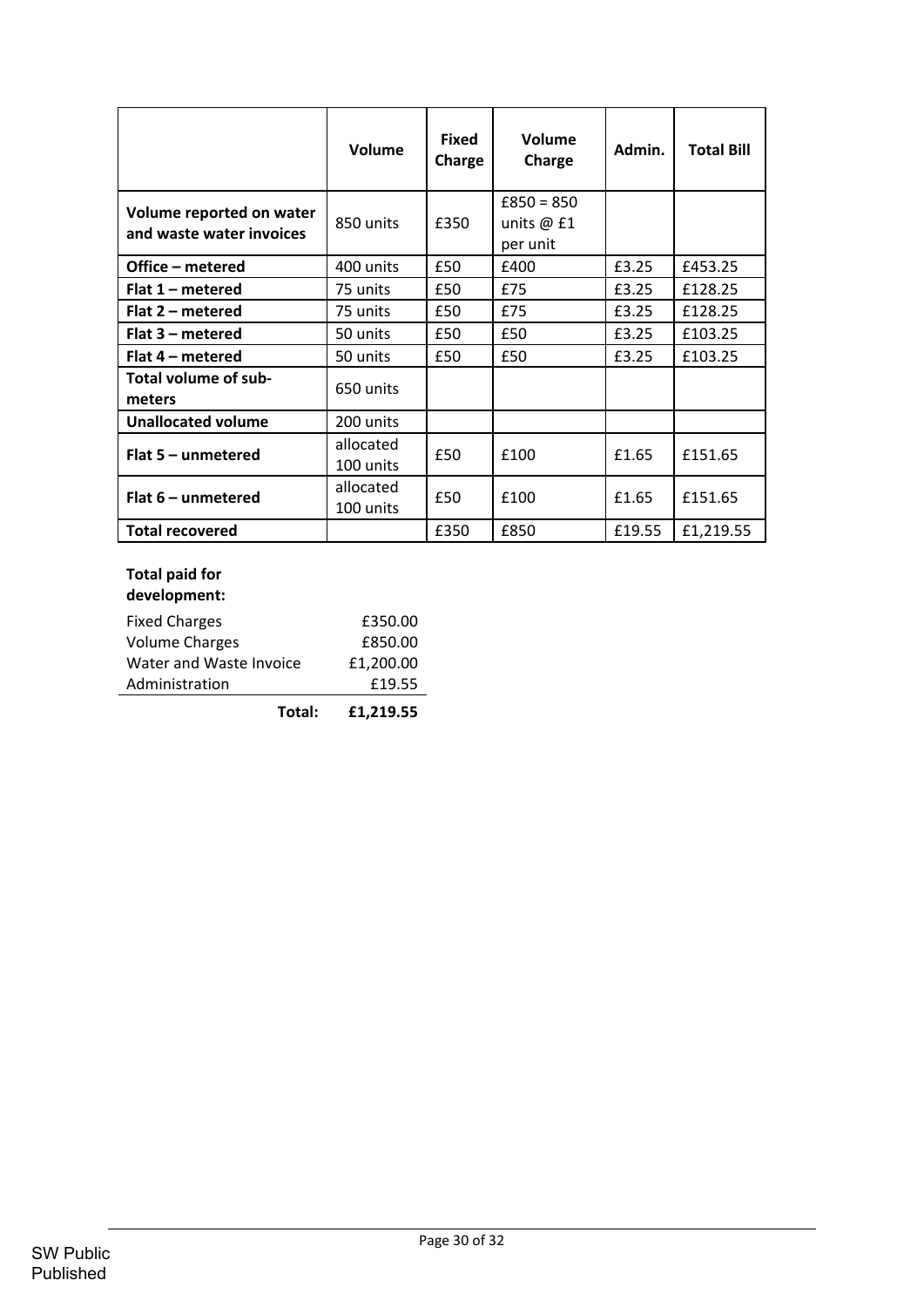| | Volume | Fixed Charge | Volume Charge | Admin. | Total Bill |
|---|---|---|---|---|---|
| **Volume reported on water and waste water invoices** | 850 units | £350 | £850 = 850 units @ £1 per unit | | |
| **Office – metered** | 400 units | £50 | £400 | £3.25 | £453.25 |
| **Flat 1 – metered** | 75 units | £50 | £75 | £3.25 | £128.25 |
| **Flat 2 – metered** | 75 units | £50 | £75 | £3.25 | £128.25 |
| **Flat 3 – metered** | 50 units | £50 | £50 | £3.25 | £103.25 |
| **Flat 4 – metered** | 50 units | £50 | £50 | £3.25 | £103.25 |
| **Total volume of sub-meters** | 650 units | | | | |
| **Unallocated volume** | 200 units | | | | |
| **Flat 5 – unmetered** | allocated 100 units | £50 | £100 | £1.65 | £151.65 |
| **Flat 6 – unmetered** | allocated 100 units | £50 | £100 | £1.65 | £151.65 |
| **Total recovered** | | £350 | £850 | £19.55 | £1,219.55 |

**Total paid for development:**

| | |
|---|---|
| Fixed Charges | £350.00 |
| Volume Charges | £850.00 |
| Water and Waste Invoice | £1,200.00 |
| Administration | £19.55 |
| **Total:** | **£1,219.55** |

SW Public
Published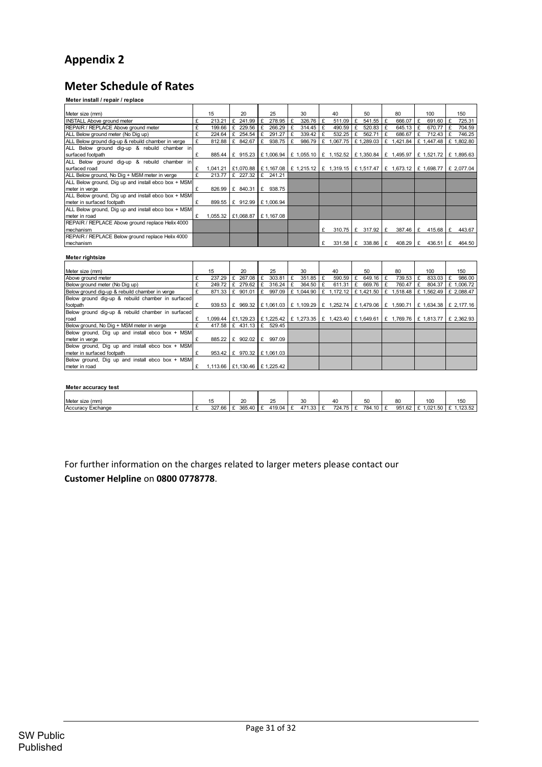# Appendix 2

## Meter Schedule of Rates

**Meter install / repair / replace**

| Meter size (mm) | 15 | 20 | 25 | 30 | 40 | 50 | 80 | 100 | 150 |
|---|---|---|---|---|---|---|---|---|---|
| INSTALL Above ground meter | £ 213.21 | £ 241.99 | £ 278.95 | £ 326.76 | £ 511.09 | £ 541.55 | £ 666.07 | £ 691.60 | £ 725.31 |
| REPAIR / REPLACE Above ground meter | £ 199.66 | £ 229.56 | £ 266.29 | £ 314.45 | £ 490.59 | £ 520.83 | £ 645.13 | £ 670.77 | £ 704.59 |
| ALL Below ground meter (No Dig up) | £ 224.64 | £ 254.54 | £ 291.27 | £ 339.42 | £ 532.25 | £ 562.71 | £ 686.67 | £ 712.43 | £ 746.25 |
| ALL Below ground dig-up & rebuild chamber in verge | £ 812.88 | £ 842.67 | £ 938.75 | £ 986.79 | £ 1,067.75 | £ 1,289.03 | £ 1,421.84 | £ 1,447.48 | £ 1,802.80 |
| ALL Below ground dig-up & rebuild chamber in surfaced footpath | £ 885.44 | £ 915.23 | £ 1,006.94 | £ 1,055.10 | £ 1,152.52 | £ 1,350.84 | £ 1,495.97 | £ 1,521.72 | £ 1,895.63 |
| ALL Below ground dig-up & rebuild chamber in surfaced road | £ 1,041.21 | £1,070.88 | £ 1,167.08 | £ 1,215.12 | £ 1,319.15 | £ 1,517.47 | £ 1,673.12 | £ 1,698.77 | £ 2,077.04 |
| ALL Below ground, No Dig + MSM meter in verge | £ 213.77 | £ 227.32 | £ 241.21 | | | | | | |
| ALL Below ground, Dig up and install ebco box + MSM meter in verge | £ 826.99 | £ 840.31 | £ 938.75 | | | | | | |
| ALL Below ground, Dig up and install ebco box + MSM meter in surfaced footpath | £ 899.55 | £ 912.99 | £ 1,006.94 | | | | | | |
| ALL Below ground, Dig up and install ebco box + MSM meter in road | £ 1,055.32 | £1,068.87 | £ 1,167.08 | | | | | | |
| REPAIR / REPLACE Above ground replace Helix 4000 mechanism | | | | | £ 310.75 | £ 317.92 | £ 387.46 | £ 415.68 | £ 443.67 |
| REPAIR / REPLACE Below ground replace Helix 4000 mechanism | | | | | £ 331.58 | £ 338.86 | £ 408.29 | £ 436.51 | £ 464.50 |

**Meter rightsize**

| Meter size (mm) | 15 | 20 | 25 | 30 | 40 | 50 | 80 | 100 | 150 |
|---|---|---|---|---|---|---|---|---|---|
| Above ground meter | £ 237.29 | £ 267.08 | £ 303.81 | £ 351.85 | £ 590.59 | £ 649.16 | £ 739.53 | £ 833.03 | £ 986.00 |
| Below ground meter (No Dig up) | £ 249.72 | £ 279.62 | £ 316.24 | £ 364.50 | £ 611.31 | £ 669.76 | £ 760.47 | £ 804.37 | £ 1,006.72 |
| Below ground dig-up & rebuild chamber in verge | £ 871.33 | £ 901.01 | £ 997.09 | £ 1,044.90 | £ 1,172.12 | £ 1,421.50 | £ 1,518.48 | £ 1,562.49 | £ 2,088.47 |
| Below ground dig-up & rebuild chamber in surfaced footpath | £ 939.53 | £ 969.32 | £ 1,061.03 | £ 1,109.29 | £ 1,252.74 | £ 1,479.06 | £ 1,590.71 | £ 1,634.38 | £ 2,177.16 |
| Below ground dig-up & rebuild chamber in surfaced road | £ 1,099.44 | £1,129.23 | £ 1,225.42 | £ 1,273.35 | £ 1,423.40 | £ 1,649.61 | £ 1,769.76 | £ 1,813.77 | £ 2,362.93 |
| Below ground, No Dig + MSM meter in verge | £ 417.58 | £ 431.13 | £ 529.45 | | | | | | |
| Below ground, Dig up and install ebco box + MSM meter in verge | £ 885.22 | £ 902.02 | £ 997.09 | | | | | | |
| Below ground, Dig up and install ebco box + MSM meter in surfaced footpath | £ 953.42 | £ 970.32 | £ 1,061.03 | | | | | | |
| Below ground, Dig up and install ebco box + MSM meter in road | £ 1,113.66 | £1,130.46 | £ 1,225.42 | | | | | | |

**Meter accuracy test**

| Meter size (mm) | 15 | 20 | 25 | 30 | 40 | 50 | 80 | 100 | 150 |
|---|---|---|---|---|---|---|---|---|---|
| Accuracy Exchange | £ 327.66 | £ 365.40 | £ 419.04 | £ 471.33 | £ 724.75 | £ 784.10 | £ 951.62 | £ 1,021.50 | £ 1,123.52 |

For further information on the charges related to larger meters please contact our **Customer Helpline** on **0800 0778778**.

SW Public
Published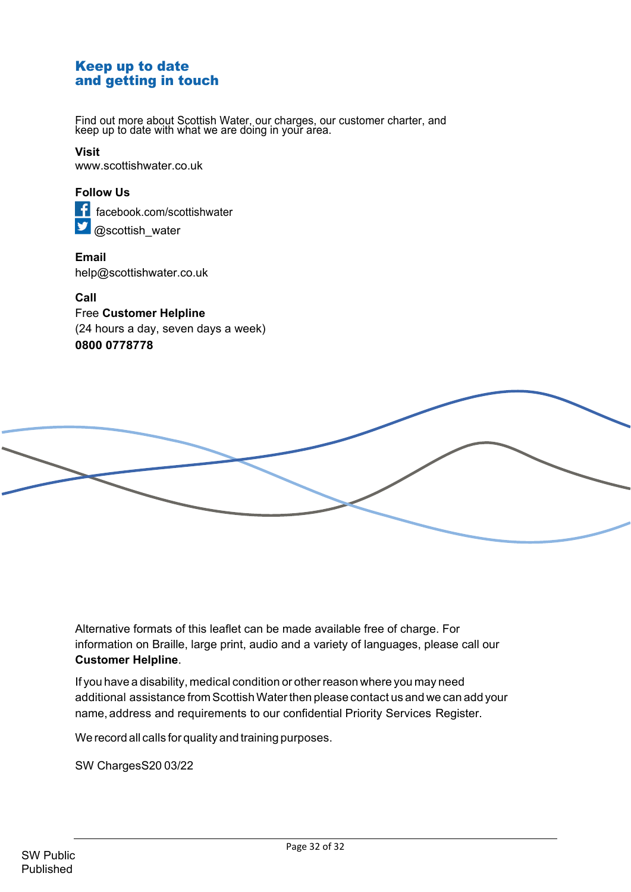## Keep up to date and getting in touch

Find out more about Scottish Water, our charges, our customer charter, and keep up to date with what we are doing in your area.

**Visit**
www.scottishwater.co.uk

**Follow Us**
facebook.com/scottishwater
@scottish_water

**Email**
help@scottishwater.co.uk

**Call**
Free **Customer Helpline**
(24 hours a day, seven days a week)
**0800 0778778**

Alternative formats of this leaflet can be made available free of charge. For information on Braille, large print, audio and a variety of languages, please call our **Customer Helpline**.

If you have a disability, medical condition or other reason where you may need additional assistance from Scottish Water then please contact us and we can add your name, address and requirements to our confidential Priority Services Register.

We record all calls for quality and training purposes.

SW ChargesS20 03/22

SW Public
Published